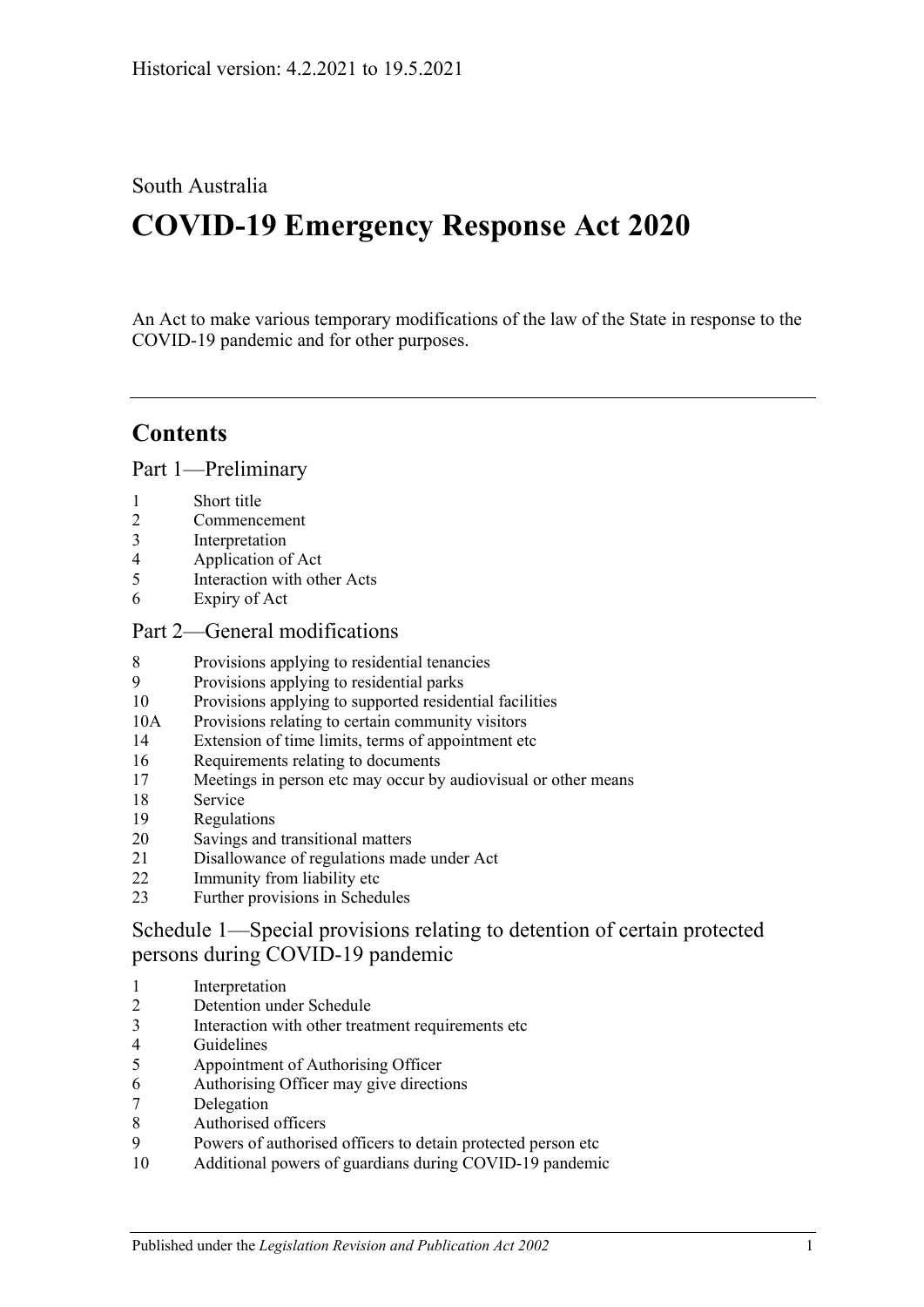Historical version: 4.2.2021 to 19.5.2021

South Australia

# COVID-19 Emergency Response Act 2020

An Act to make various temporary modifications of the law of the State in response to the COVID-19 pandemic and for other purposes.

---

## Contents

### Part 1—Preliminary

1 Short title
2 Commencement
3 Interpretation
4 Application of Act
5 Interaction with other Acts
6 Expiry of Act

### Part 2—General modifications

8 Provisions applying to residential tenancies
9 Provisions applying to residential parks
10 Provisions applying to supported residential facilities
10A Provisions relating to certain community visitors
14 Extension of time limits, terms of appointment etc
16 Requirements relating to documents
17 Meetings in person etc may occur by audiovisual or other means
18 Service
19 Regulations
20 Savings and transitional matters
21 Disallowance of regulations made under Act
22 Immunity from liability etc
23 Further provisions in Schedules

### Schedule 1—Special provisions relating to detention of certain protected persons during COVID-19 pandemic

1 Interpretation
2 Detention under Schedule
3 Interaction with other treatment requirements etc
4 Guidelines
5 Appointment of Authorising Officer
6 Authorising Officer may give directions
7 Delegation
8 Authorised officers
9 Powers of authorised officers to detain protected person etc
10 Additional powers of guardians during COVID-19 pandemic

Published under the *Legislation Revision and Publication Act 2002*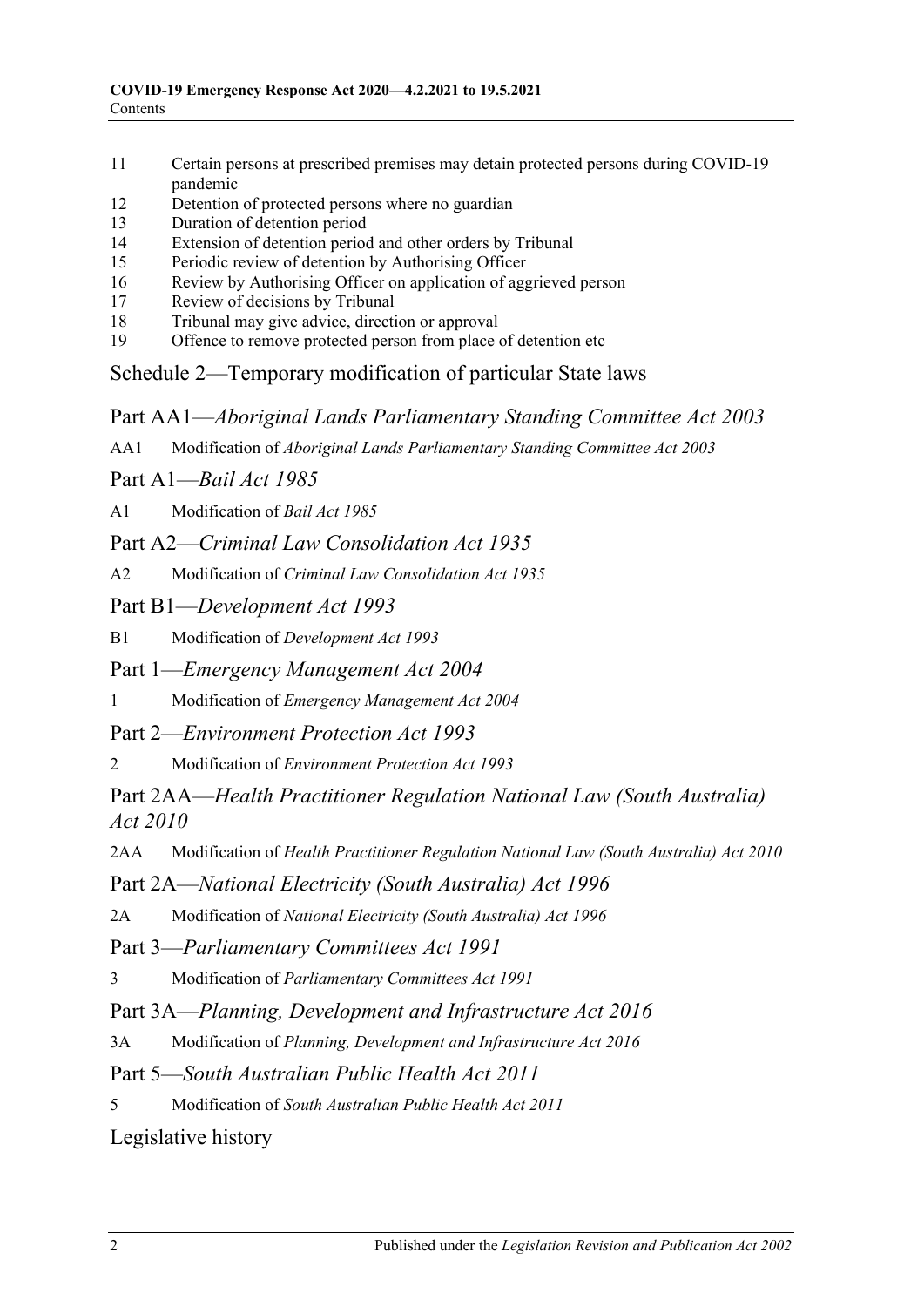11 Certain persons at prescribed premises may detain protected persons during COVID-19 pandemic
12 Detention of protected persons where no guardian
13 Duration of detention period
14 Extension of detention period and other orders by Tribunal
15 Periodic review of detention by Authorising Officer
16 Review by Authorising Officer on application of aggrieved person
17 Review of decisions by Tribunal
18 Tribunal may give advice, direction or approval
19 Offence to remove protected person from place of detention etc

## Schedule 2—Temporary modification of particular State laws

### Part AA1—*Aboriginal Lands Parliamentary Standing Committee Act 2003*

AA1 Modification of *Aboriginal Lands Parliamentary Standing Committee Act 2003*

### Part A1—*Bail Act 1985*

A1 Modification of *Bail Act 1985*

### Part A2—*Criminal Law Consolidation Act 1935*

A2 Modification of *Criminal Law Consolidation Act 1935*

### Part B1—*Development Act 1993*

B1 Modification of *Development Act 1993*

### Part 1—*Emergency Management Act 2004*

1 Modification of *Emergency Management Act 2004*

### Part 2—*Environment Protection Act 1993*

2 Modification of *Environment Protection Act 1993*

### Part 2AA—*Health Practitioner Regulation National Law (South Australia) Act 2010*

2AA Modification of *Health Practitioner Regulation National Law (South Australia) Act 2010*

### Part 2A—*National Electricity (South Australia) Act 1996*

2A Modification of *National Electricity (South Australia) Act 1996*

### Part 3—*Parliamentary Committees Act 1991*

3 Modification of *Parliamentary Committees Act 1991*

### Part 3A—*Planning, Development and Infrastructure Act 2016*

3A Modification of *Planning, Development and Infrastructure Act 2016*

### Part 5—*South Australian Public Health Act 2011*

5 Modification of *South Australian Public Health Act 2011*

## Legislative history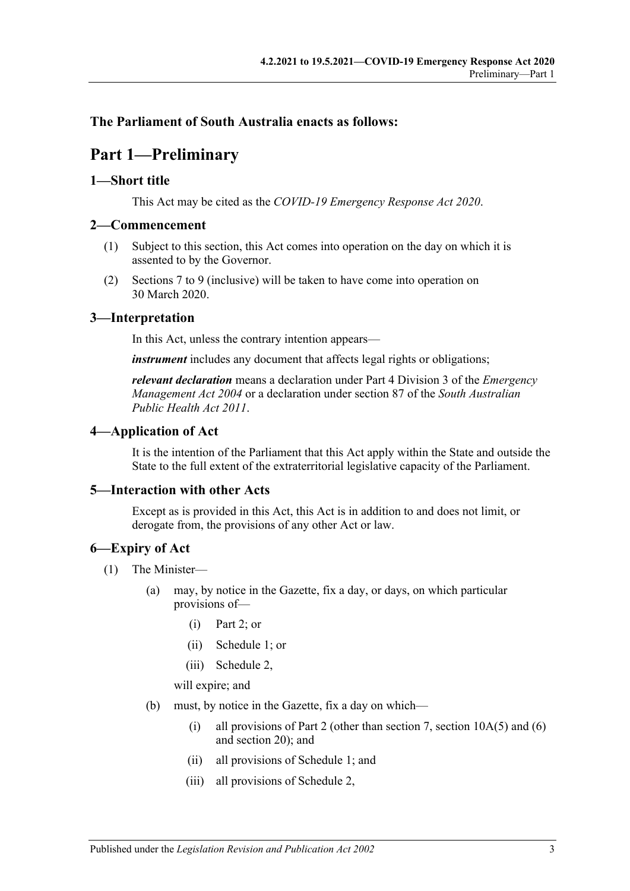**The Parliament of South Australia enacts as follows:**

# Part 1—Preliminary

## 1—Short title

This Act may be cited as the *COVID-19 Emergency Response Act 2020*.

## 2—Commencement

(1) Subject to this section, this Act comes into operation on the day on which it is assented to by the Governor.

(2) Sections 7 to 9 (inclusive) will be taken to have come into operation on 30 March 2020.

## 3—Interpretation

In this Act, unless the contrary intention appears—

***instrument*** includes any document that affects legal rights or obligations;

***relevant declaration*** means a declaration under Part 4 Division 3 of the *Emergency Management Act 2004* or a declaration under section 87 of the *South Australian Public Health Act 2011*.

## 4—Application of Act

It is the intention of the Parliament that this Act apply within the State and outside the State to the full extent of the extraterritorial legislative capacity of the Parliament.

## 5—Interaction with other Acts

Except as is provided in this Act, this Act is in addition to and does not limit, or derogate from, the provisions of any other Act or law.

## 6—Expiry of Act

(1) The Minister—

- (a) may, by notice in the Gazette, fix a day, or days, on which particular provisions of—
  - (i) Part 2; or
  - (ii) Schedule 1; or
  - (iii) Schedule 2,

  will expire; and

- (b) must, by notice in the Gazette, fix a day on which—
  - (i) all provisions of Part 2 (other than section 7, section 10A(5) and (6) and section 20); and
  - (ii) all provisions of Schedule 1; and
  - (iii) all provisions of Schedule 2,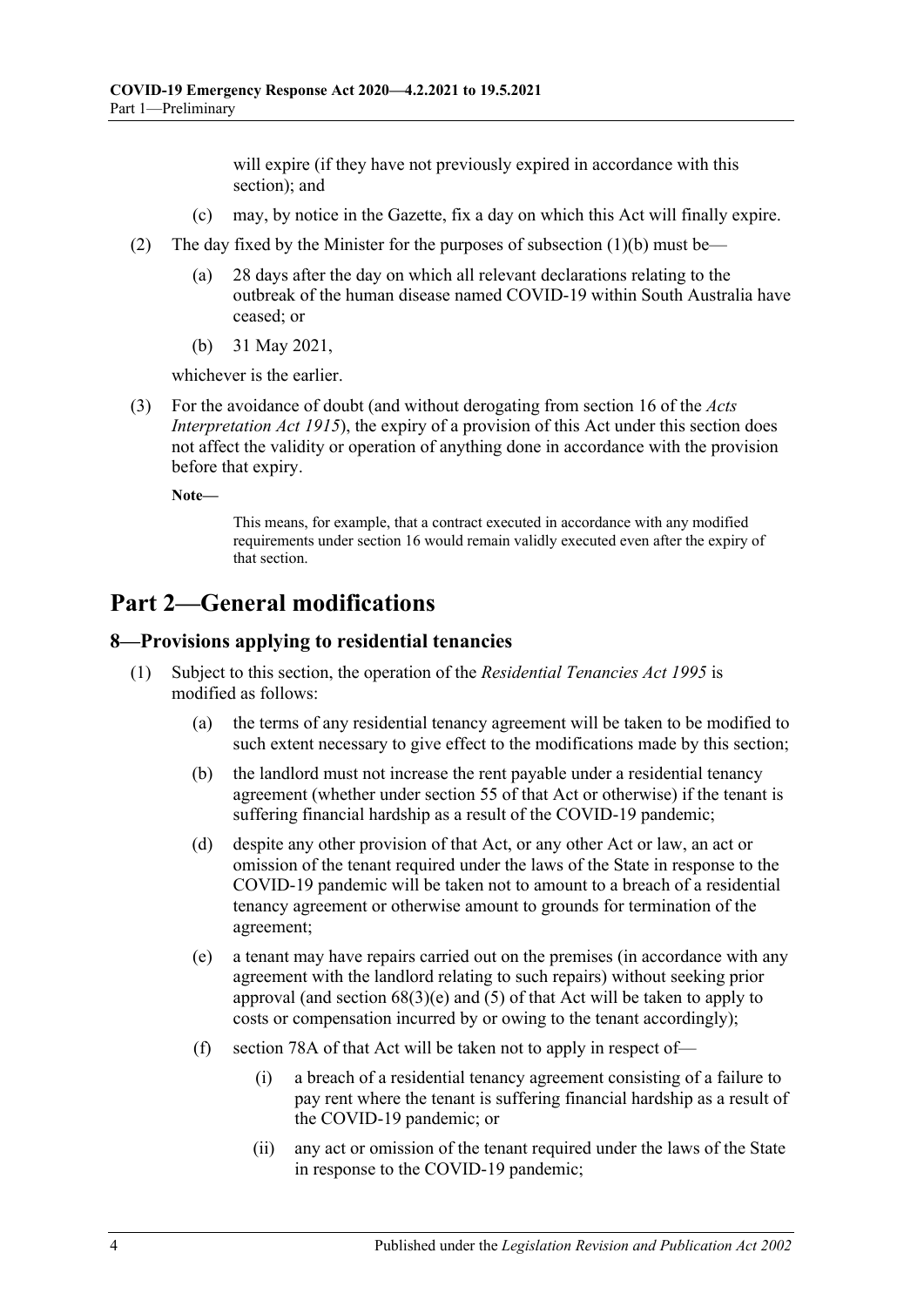will expire (if they have not previously expired in accordance with this section); and

(c) may, by notice in the Gazette, fix a day on which this Act will finally expire.

(2) The day fixed by the Minister for the purposes of subsection (1)(b) must be—

(a) 28 days after the day on which all relevant declarations relating to the outbreak of the human disease named COVID-19 within South Australia have ceased; or

(b) 31 May 2021,

whichever is the earlier.

(3) For the avoidance of doubt (and without derogating from section 16 of the *Acts Interpretation Act 1915*), the expiry of a provision of this Act under this section does not affect the validity or operation of anything done in accordance with the provision before that expiry.

**Note—**

This means, for example, that a contract executed in accordance with any modified requirements under section 16 would remain validly executed even after the expiry of that section.

# Part 2—General modifications

## 8—Provisions applying to residential tenancies

(1) Subject to this section, the operation of the *Residential Tenancies Act 1995* is modified as follows:

(a) the terms of any residential tenancy agreement will be taken to be modified to such extent necessary to give effect to the modifications made by this section;

(b) the landlord must not increase the rent payable under a residential tenancy agreement (whether under section 55 of that Act or otherwise) if the tenant is suffering financial hardship as a result of the COVID-19 pandemic;

(d) despite any other provision of that Act, or any other Act or law, an act or omission of the tenant required under the laws of the State in response to the COVID-19 pandemic will be taken not to amount to a breach of a residential tenancy agreement or otherwise amount to grounds for termination of the agreement;

(e) a tenant may have repairs carried out on the premises (in accordance with any agreement with the landlord relating to such repairs) without seeking prior approval (and section 68(3)(e) and (5) of that Act will be taken to apply to costs or compensation incurred by or owing to the tenant accordingly);

(f) section 78A of that Act will be taken not to apply in respect of—

(i) a breach of a residential tenancy agreement consisting of a failure to pay rent where the tenant is suffering financial hardship as a result of the COVID-19 pandemic; or

(ii) any act or omission of the tenant required under the laws of the State in response to the COVID-19 pandemic;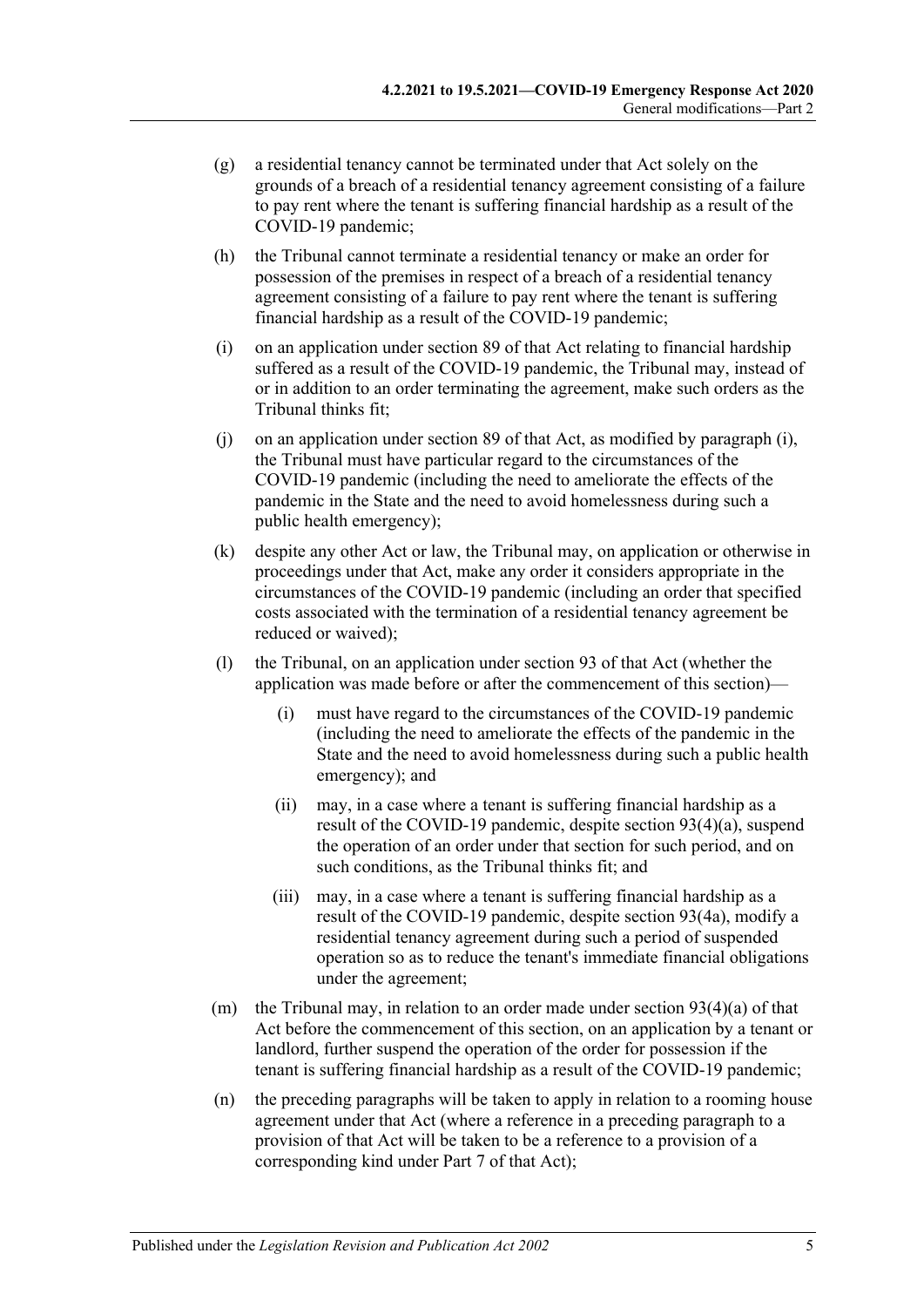- (g) a residential tenancy cannot be terminated under that Act solely on the grounds of a breach of a residential tenancy agreement consisting of a failure to pay rent where the tenant is suffering financial hardship as a result of the COVID-19 pandemic;
- (h) the Tribunal cannot terminate a residential tenancy or make an order for possession of the premises in respect of a breach of a residential tenancy agreement consisting of a failure to pay rent where the tenant is suffering financial hardship as a result of the COVID-19 pandemic;
- (i) on an application under section 89 of that Act relating to financial hardship suffered as a result of the COVID-19 pandemic, the Tribunal may, instead of or in addition to an order terminating the agreement, make such orders as the Tribunal thinks fit;
- (j) on an application under section 89 of that Act, as modified by paragraph (i), the Tribunal must have particular regard to the circumstances of the COVID-19 pandemic (including the need to ameliorate the effects of the pandemic in the State and the need to avoid homelessness during such a public health emergency);
- (k) despite any other Act or law, the Tribunal may, on application or otherwise in proceedings under that Act, make any order it considers appropriate in the circumstances of the COVID-19 pandemic (including an order that specified costs associated with the termination of a residential tenancy agreement be reduced or waived);
- (l) the Tribunal, on an application under section 93 of that Act (whether the application was made before or after the commencement of this section)—
  - (i) must have regard to the circumstances of the COVID-19 pandemic (including the need to ameliorate the effects of the pandemic in the State and the need to avoid homelessness during such a public health emergency); and
  - (ii) may, in a case where a tenant is suffering financial hardship as a result of the COVID-19 pandemic, despite section 93(4)(a), suspend the operation of an order under that section for such period, and on such conditions, as the Tribunal thinks fit; and
  - (iii) may, in a case where a tenant is suffering financial hardship as a result of the COVID-19 pandemic, despite section 93(4a), modify a residential tenancy agreement during such a period of suspended operation so as to reduce the tenant's immediate financial obligations under the agreement;
- (m) the Tribunal may, in relation to an order made under section 93(4)(a) of that Act before the commencement of this section, on an application by a tenant or landlord, further suspend the operation of the order for possession if the tenant is suffering financial hardship as a result of the COVID-19 pandemic;
- (n) the preceding paragraphs will be taken to apply in relation to a rooming house agreement under that Act (where a reference in a preceding paragraph to a provision of that Act will be taken to be a reference to a provision of a corresponding kind under Part 7 of that Act);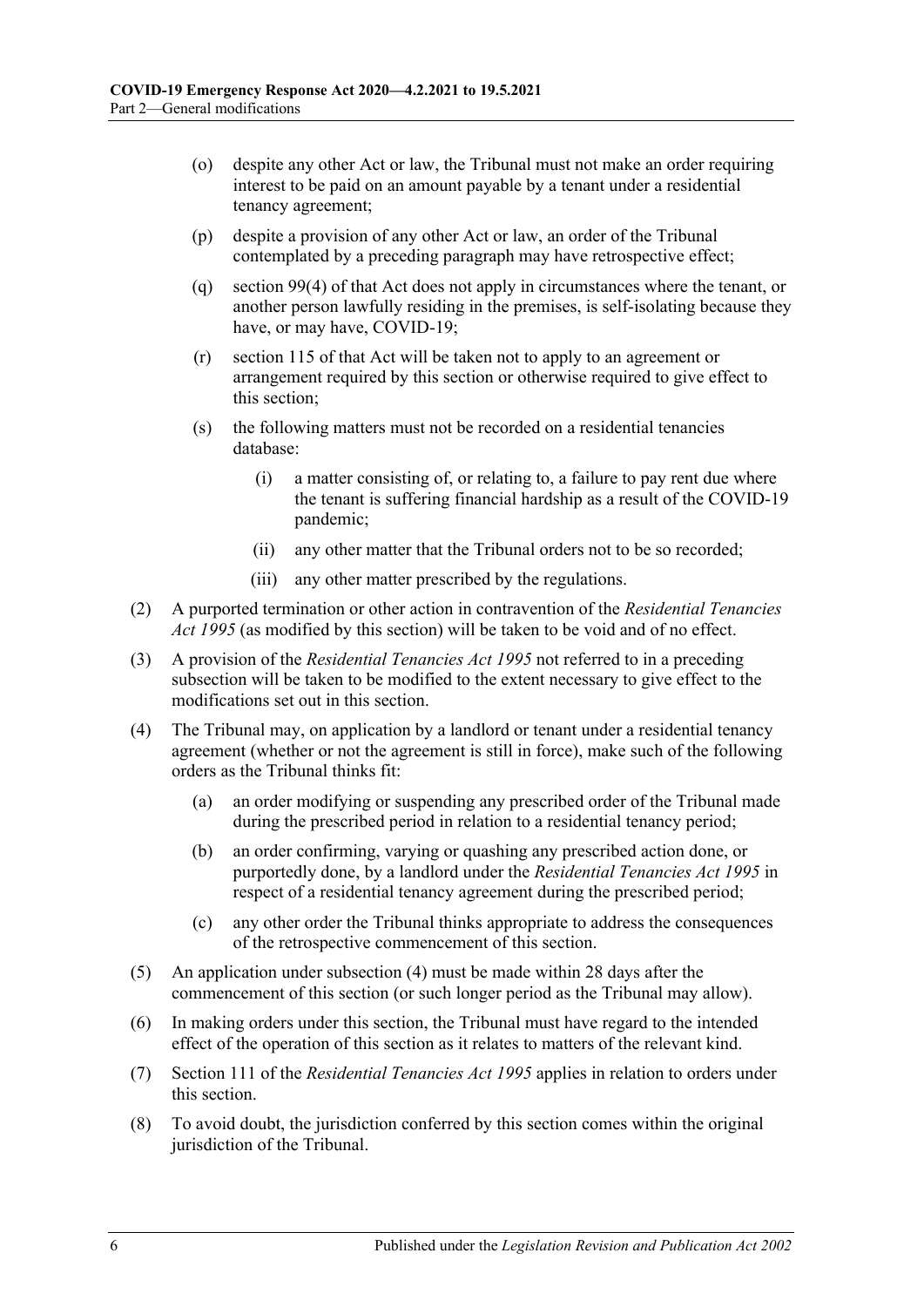(o) despite any other Act or law, the Tribunal must not make an order requiring interest to be paid on an amount payable by a tenant under a residential tenancy agreement;

(p) despite a provision of any other Act or law, an order of the Tribunal contemplated by a preceding paragraph may have retrospective effect;

(q) section 99(4) of that Act does not apply in circumstances where the tenant, or another person lawfully residing in the premises, is self-isolating because they have, or may have, COVID-19;

(r) section 115 of that Act will be taken not to apply to an agreement or arrangement required by this section or otherwise required to give effect to this section;

(s) the following matters must not be recorded on a residential tenancies database:

(i) a matter consisting of, or relating to, a failure to pay rent due where the tenant is suffering financial hardship as a result of the COVID-19 pandemic;

(ii) any other matter that the Tribunal orders not to be so recorded;

(iii) any other matter prescribed by the regulations.

(2) A purported termination or other action in contravention of the *Residential Tenancies Act 1995* (as modified by this section) will be taken to be void and of no effect.

(3) A provision of the *Residential Tenancies Act 1995* not referred to in a preceding subsection will be taken to be modified to the extent necessary to give effect to the modifications set out in this section.

(4) The Tribunal may, on application by a landlord or tenant under a residential tenancy agreement (whether or not the agreement is still in force), make such of the following orders as the Tribunal thinks fit:

(a) an order modifying or suspending any prescribed order of the Tribunal made during the prescribed period in relation to a residential tenancy period;

(b) an order confirming, varying or quashing any prescribed action done, or purportedly done, by a landlord under the *Residential Tenancies Act 1995* in respect of a residential tenancy agreement during the prescribed period;

(c) any other order the Tribunal thinks appropriate to address the consequences of the retrospective commencement of this section.

(5) An application under subsection (4) must be made within 28 days after the commencement of this section (or such longer period as the Tribunal may allow).

(6) In making orders under this section, the Tribunal must have regard to the intended effect of the operation of this section as it relates to matters of the relevant kind.

(7) Section 111 of the *Residential Tenancies Act 1995* applies in relation to orders under this section.

(8) To avoid doubt, the jurisdiction conferred by this section comes within the original jurisdiction of the Tribunal.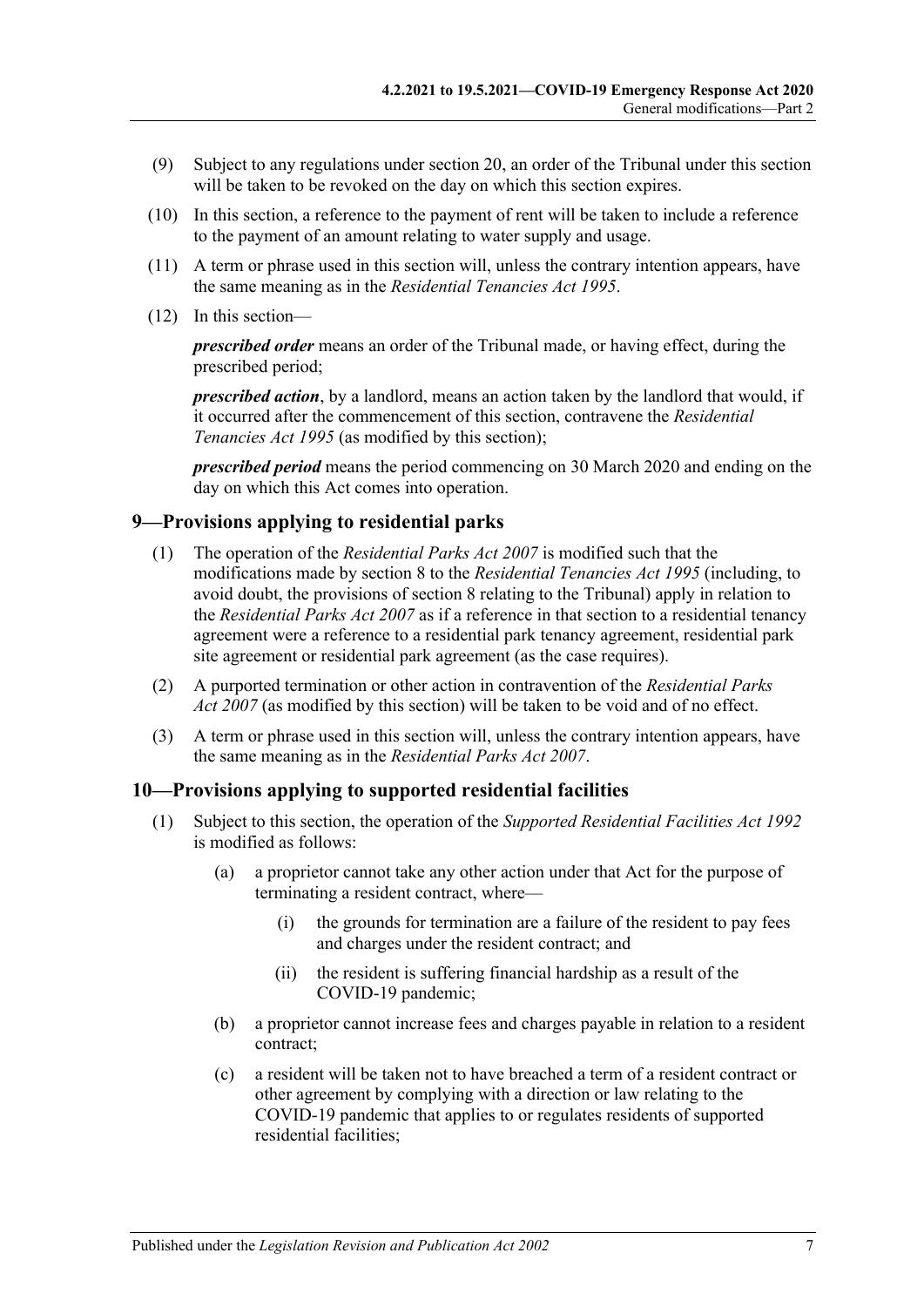(9) Subject to any regulations under section 20, an order of the Tribunal under this section will be taken to be revoked on the day on which this section expires.

(10) In this section, a reference to the payment of rent will be taken to include a reference to the payment of an amount relating to water supply and usage.

(11) A term or phrase used in this section will, unless the contrary intention appears, have the same meaning as in the *Residential Tenancies Act 1995*.

(12) In this section—

***prescribed order*** means an order of the Tribunal made, or having effect, during the prescribed period;

***prescribed action***, by a landlord, means an action taken by the landlord that would, if it occurred after the commencement of this section, contravene the *Residential Tenancies Act 1995* (as modified by this section);

***prescribed period*** means the period commencing on 30 March 2020 and ending on the day on which this Act comes into operation.

## 9—Provisions applying to residential parks

(1) The operation of the *Residential Parks Act 2007* is modified such that the modifications made by section 8 to the *Residential Tenancies Act 1995* (including, to avoid doubt, the provisions of section 8 relating to the Tribunal) apply in relation to the *Residential Parks Act 2007* as if a reference in that section to a residential tenancy agreement were a reference to a residential park tenancy agreement, residential park site agreement or residential park agreement (as the case requires).

(2) A purported termination or other action in contravention of the *Residential Parks Act 2007* (as modified by this section) will be taken to be void and of no effect.

(3) A term or phrase used in this section will, unless the contrary intention appears, have the same meaning as in the *Residential Parks Act 2007*.

## 10—Provisions applying to supported residential facilities

(1) Subject to this section, the operation of the *Supported Residential Facilities Act 1992* is modified as follows:

- (a) a proprietor cannot take any other action under that Act for the purpose of terminating a resident contract, where—
  - (i) the grounds for termination are a failure of the resident to pay fees and charges under the resident contract; and
  - (ii) the resident is suffering financial hardship as a result of the COVID-19 pandemic;
- (b) a proprietor cannot increase fees and charges payable in relation to a resident contract;
- (c) a resident will be taken not to have breached a term of a resident contract or other agreement by complying with a direction or law relating to the COVID-19 pandemic that applies to or regulates residents of supported residential facilities;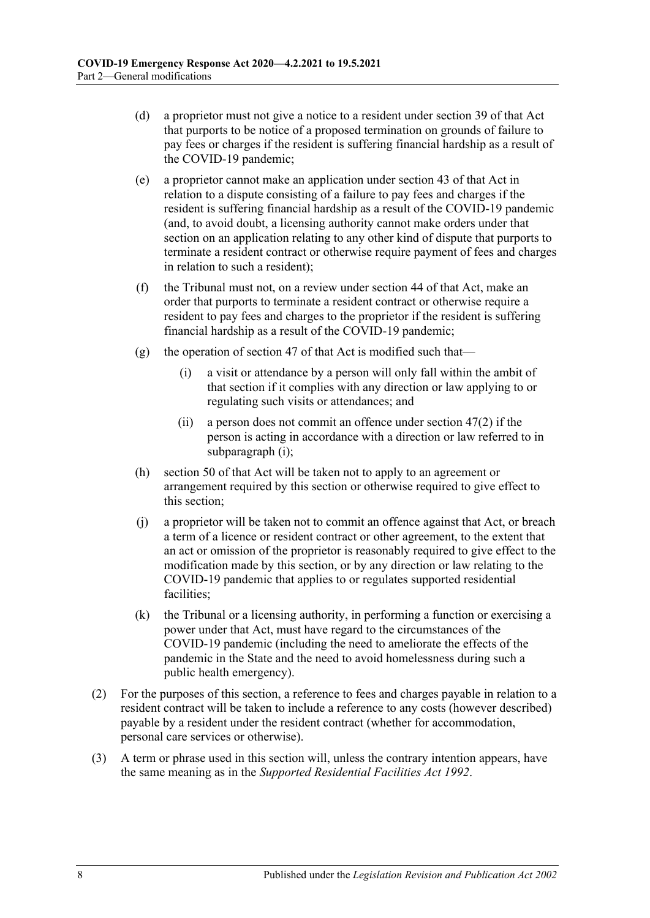(d) a proprietor must not give a notice to a resident under section 39 of that Act that purports to be notice of a proposed termination on grounds of failure to pay fees or charges if the resident is suffering financial hardship as a result of the COVID-19 pandemic;

(e) a proprietor cannot make an application under section 43 of that Act in relation to a dispute consisting of a failure to pay fees and charges if the resident is suffering financial hardship as a result of the COVID-19 pandemic (and, to avoid doubt, a licensing authority cannot make orders under that section on an application relating to any other kind of dispute that purports to terminate a resident contract or otherwise require payment of fees and charges in relation to such a resident);

(f) the Tribunal must not, on a review under section 44 of that Act, make an order that purports to terminate a resident contract or otherwise require a resident to pay fees and charges to the proprietor if the resident is suffering financial hardship as a result of the COVID-19 pandemic;

(g) the operation of section 47 of that Act is modified such that—

  (i) a visit or attendance by a person will only fall within the ambit of that section if it complies with any direction or law applying to or regulating such visits or attendances; and

  (ii) a person does not commit an offence under section 47(2) if the person is acting in accordance with a direction or law referred to in subparagraph (i);

(h) section 50 of that Act will be taken not to apply to an agreement or arrangement required by this section or otherwise required to give effect to this section;

(j) a proprietor will be taken not to commit an offence against that Act, or breach a term of a licence or resident contract or other agreement, to the extent that an act or omission of the proprietor is reasonably required to give effect to the modification made by this section, or by any direction or law relating to the COVID-19 pandemic that applies to or regulates supported residential facilities;

(k) the Tribunal or a licensing authority, in performing a function or exercising a power under that Act, must have regard to the circumstances of the COVID-19 pandemic (including the need to ameliorate the effects of the pandemic in the State and the need to avoid homelessness during such a public health emergency).

(2) For the purposes of this section, a reference to fees and charges payable in relation to a resident contract will be taken to include a reference to any costs (however described) payable by a resident under the resident contract (whether for accommodation, personal care services or otherwise).

(3) A term or phrase used in this section will, unless the contrary intention appears, have the same meaning as in the *Supported Residential Facilities Act 1992*.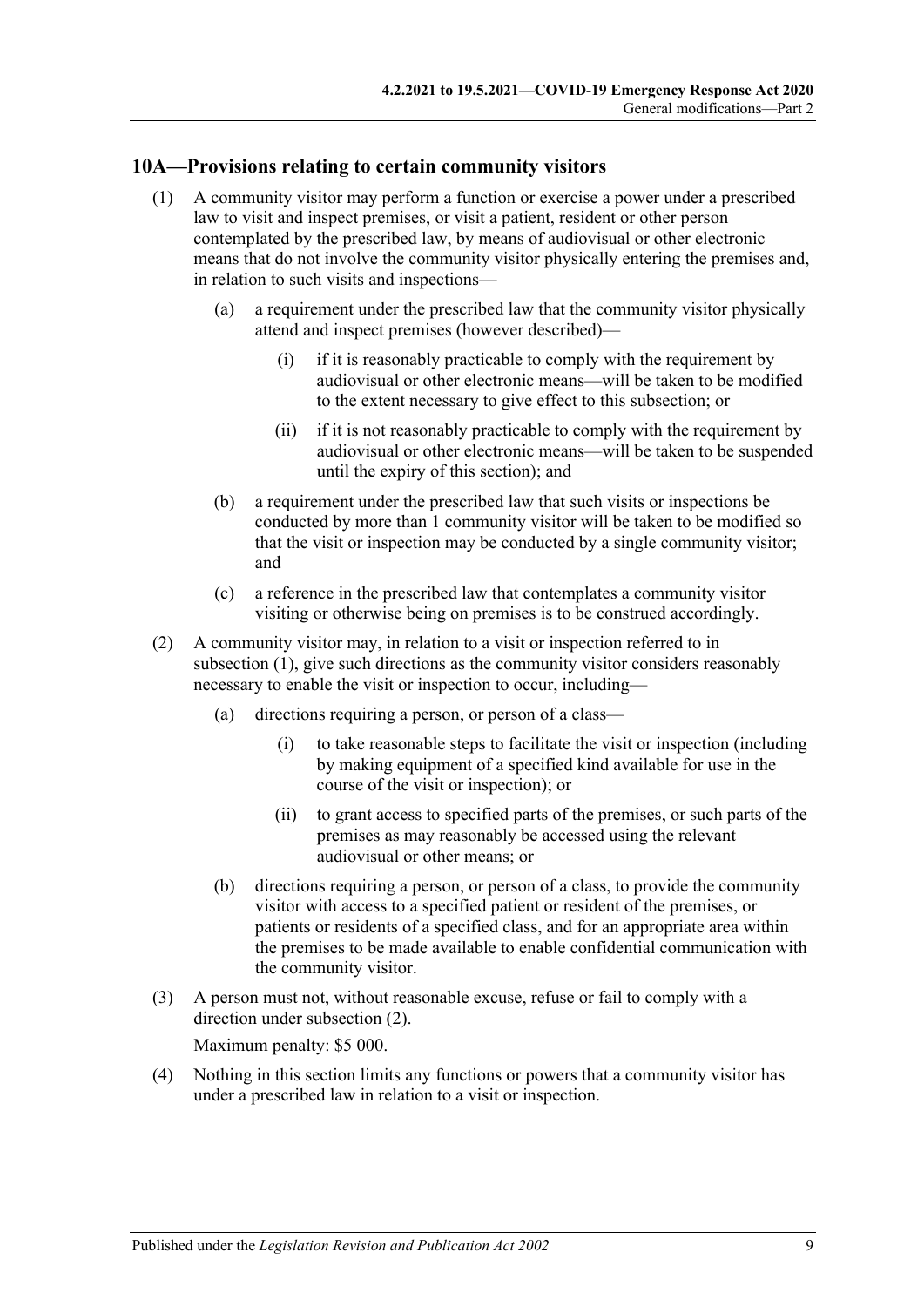## 10A—Provisions relating to certain community visitors

(1) A community visitor may perform a function or exercise a power under a prescribed law to visit and inspect premises, or visit a patient, resident or other person contemplated by the prescribed law, by means of audiovisual or other electronic means that do not involve the community visitor physically entering the premises and, in relation to such visits and inspections—

(a) a requirement under the prescribed law that the community visitor physically attend and inspect premises (however described)—

(i) if it is reasonably practicable to comply with the requirement by audiovisual or other electronic means—will be taken to be modified to the extent necessary to give effect to this subsection; or

(ii) if it is not reasonably practicable to comply with the requirement by audiovisual or other electronic means—will be taken to be suspended until the expiry of this section); and

(b) a requirement under the prescribed law that such visits or inspections be conducted by more than 1 community visitor will be taken to be modified so that the visit or inspection may be conducted by a single community visitor; and

(c) a reference in the prescribed law that contemplates a community visitor visiting or otherwise being on premises is to be construed accordingly.

(2) A community visitor may, in relation to a visit or inspection referred to in subsection (1), give such directions as the community visitor considers reasonably necessary to enable the visit or inspection to occur, including—

(a) directions requiring a person, or person of a class—

(i) to take reasonable steps to facilitate the visit or inspection (including by making equipment of a specified kind available for use in the course of the visit or inspection); or

(ii) to grant access to specified parts of the premises, or such parts of the premises as may reasonably be accessed using the relevant audiovisual or other means; or

(b) directions requiring a person, or person of a class, to provide the community visitor with access to a specified patient or resident of the premises, or patients or residents of a specified class, and for an appropriate area within the premises to be made available to enable confidential communication with the community visitor.

(3) A person must not, without reasonable excuse, refuse or fail to comply with a direction under subsection (2).

Maximum penalty: $5 000.

(4) Nothing in this section limits any functions or powers that a community visitor has under a prescribed law in relation to a visit or inspection.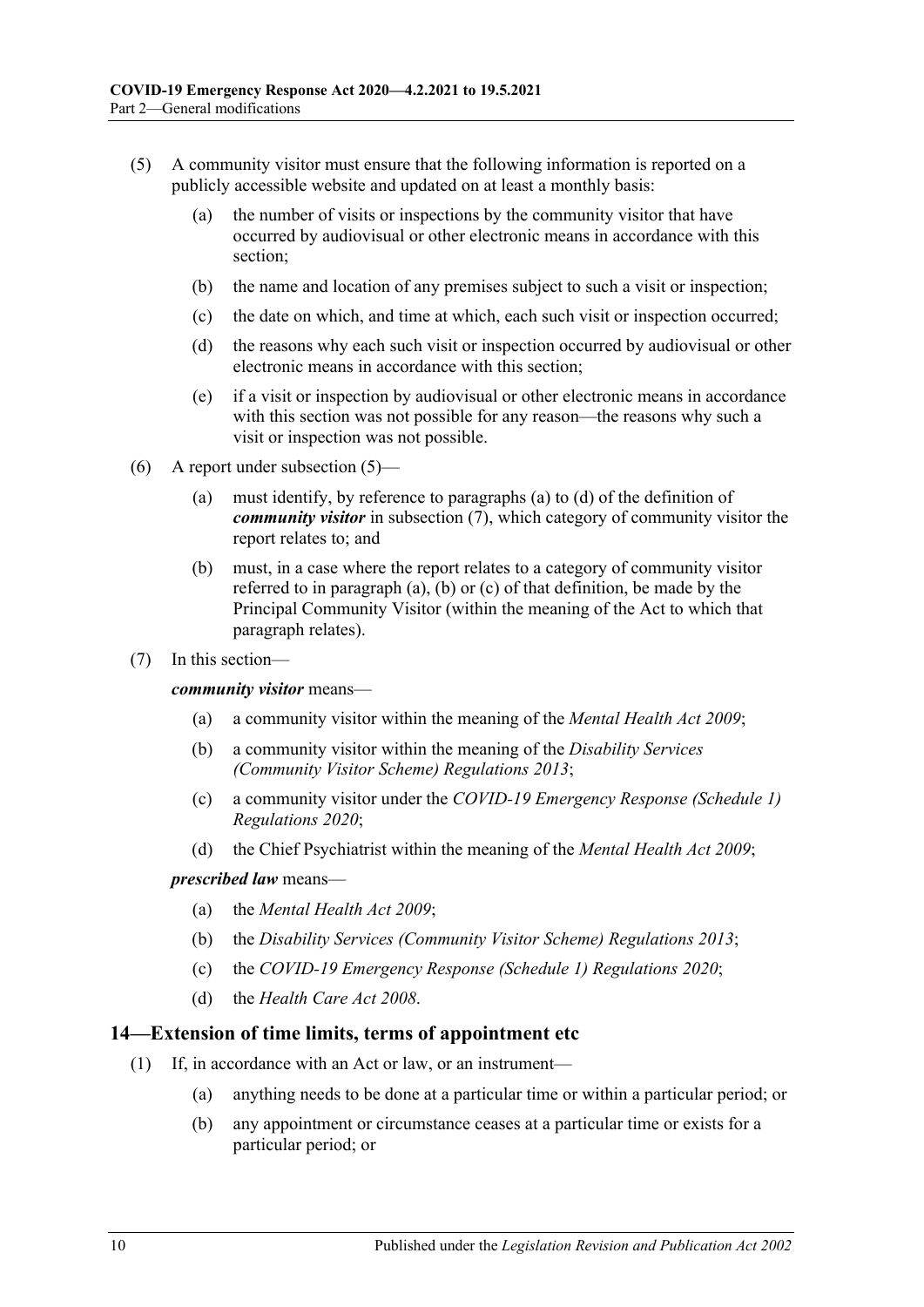(5) A community visitor must ensure that the following information is reported on a publicly accessible website and updated on at least a monthly basis:

(a) the number of visits or inspections by the community visitor that have occurred by audiovisual or other electronic means in accordance with this section;

(b) the name and location of any premises subject to such a visit or inspection;

(c) the date on which, and time at which, each such visit or inspection occurred;

(d) the reasons why each such visit or inspection occurred by audiovisual or other electronic means in accordance with this section;

(e) if a visit or inspection by audiovisual or other electronic means in accordance with this section was not possible for any reason—the reasons why such a visit or inspection was not possible.

(6) A report under subsection (5)—

(a) must identify, by reference to paragraphs (a) to (d) of the definition of ***community visitor*** in subsection (7), which category of community visitor the report relates to; and

(b) must, in a case where the report relates to a category of community visitor referred to in paragraph (a), (b) or (c) of that definition, be made by the Principal Community Visitor (within the meaning of the Act to which that paragraph relates).

(7) In this section—

***community visitor*** means—

(a) a community visitor within the meaning of the *Mental Health Act 2009*;

(b) a community visitor within the meaning of the *Disability Services (Community Visitor Scheme) Regulations 2013*;

(c) a community visitor under the *COVID-19 Emergency Response (Schedule 1) Regulations 2020*;

(d) the Chief Psychiatrist within the meaning of the *Mental Health Act 2009*;

***prescribed law*** means—

(a) the *Mental Health Act 2009*;

(b) the *Disability Services (Community Visitor Scheme) Regulations 2013*;

(c) the *COVID-19 Emergency Response (Schedule 1) Regulations 2020*;

(d) the *Health Care Act 2008*.

## 14—Extension of time limits, terms of appointment etc

(1) If, in accordance with an Act or law, or an instrument—

(a) anything needs to be done at a particular time or within a particular period; or

(b) any appointment or circumstance ceases at a particular time or exists for a particular period; or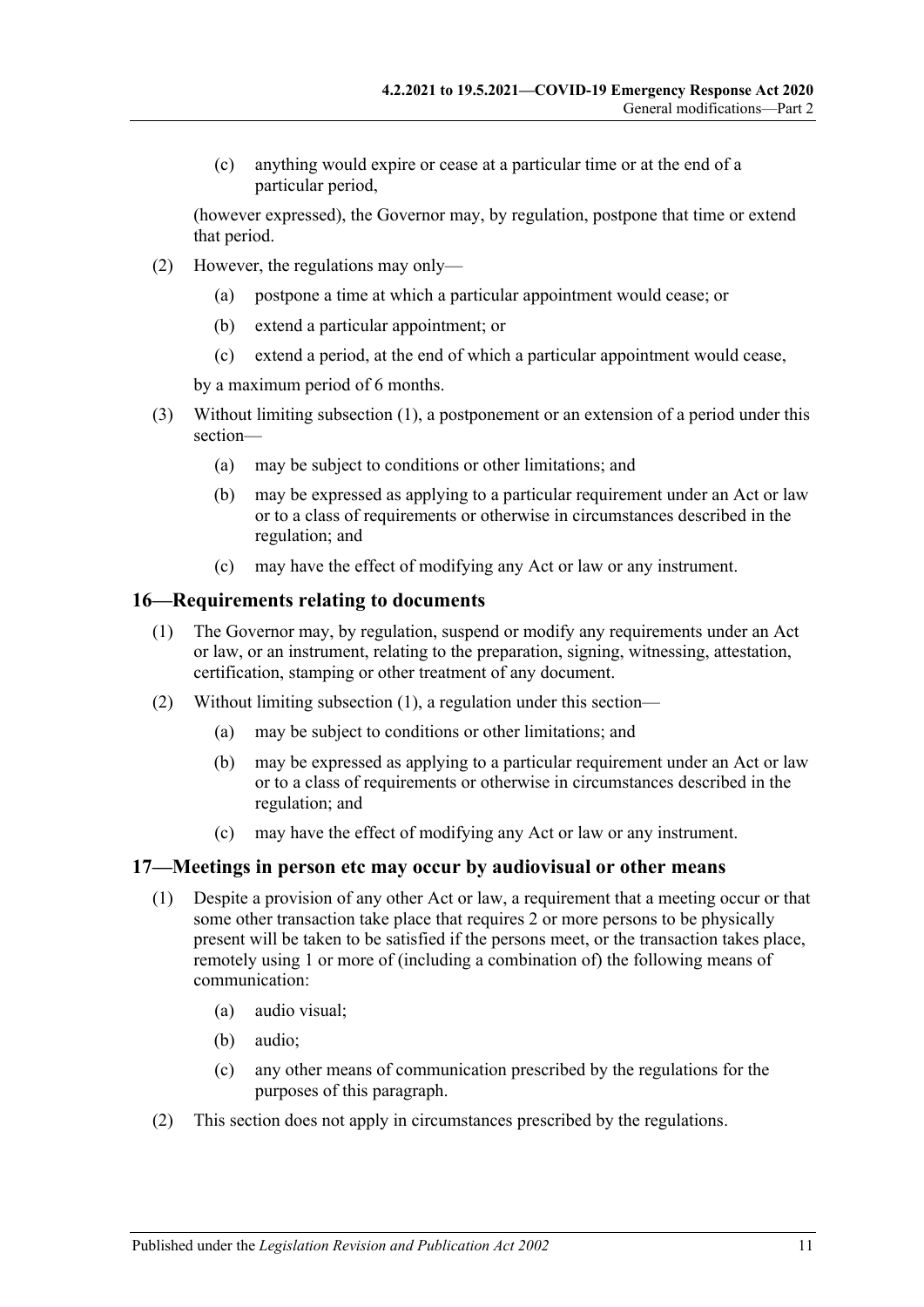(c) anything would expire or cease at a particular time or at the end of a particular period,

(however expressed), the Governor may, by regulation, postpone that time or extend that period.

(2) However, the regulations may only—

(a) postpone a time at which a particular appointment would cease; or

(b) extend a particular appointment; or

(c) extend a period, at the end of which a particular appointment would cease,

by a maximum period of 6 months.

(3) Without limiting subsection (1), a postponement or an extension of a period under this section—

(a) may be subject to conditions or other limitations; and

(b) may be expressed as applying to a particular requirement under an Act or law or to a class of requirements or otherwise in circumstances described in the regulation; and

(c) may have the effect of modifying any Act or law or any instrument.

## 16—Requirements relating to documents

(1) The Governor may, by regulation, suspend or modify any requirements under an Act or law, or an instrument, relating to the preparation, signing, witnessing, attestation, certification, stamping or other treatment of any document.

(2) Without limiting subsection (1), a regulation under this section—

(a) may be subject to conditions or other limitations; and

(b) may be expressed as applying to a particular requirement under an Act or law or to a class of requirements or otherwise in circumstances described in the regulation; and

(c) may have the effect of modifying any Act or law or any instrument.

## 17—Meetings in person etc may occur by audiovisual or other means

(1) Despite a provision of any other Act or law, a requirement that a meeting occur or that some other transaction take place that requires 2 or more persons to be physically present will be taken to be satisfied if the persons meet, or the transaction takes place, remotely using 1 or more of (including a combination of) the following means of communication:

(a) audio visual;

(b) audio;

(c) any other means of communication prescribed by the regulations for the purposes of this paragraph.

(2) This section does not apply in circumstances prescribed by the regulations.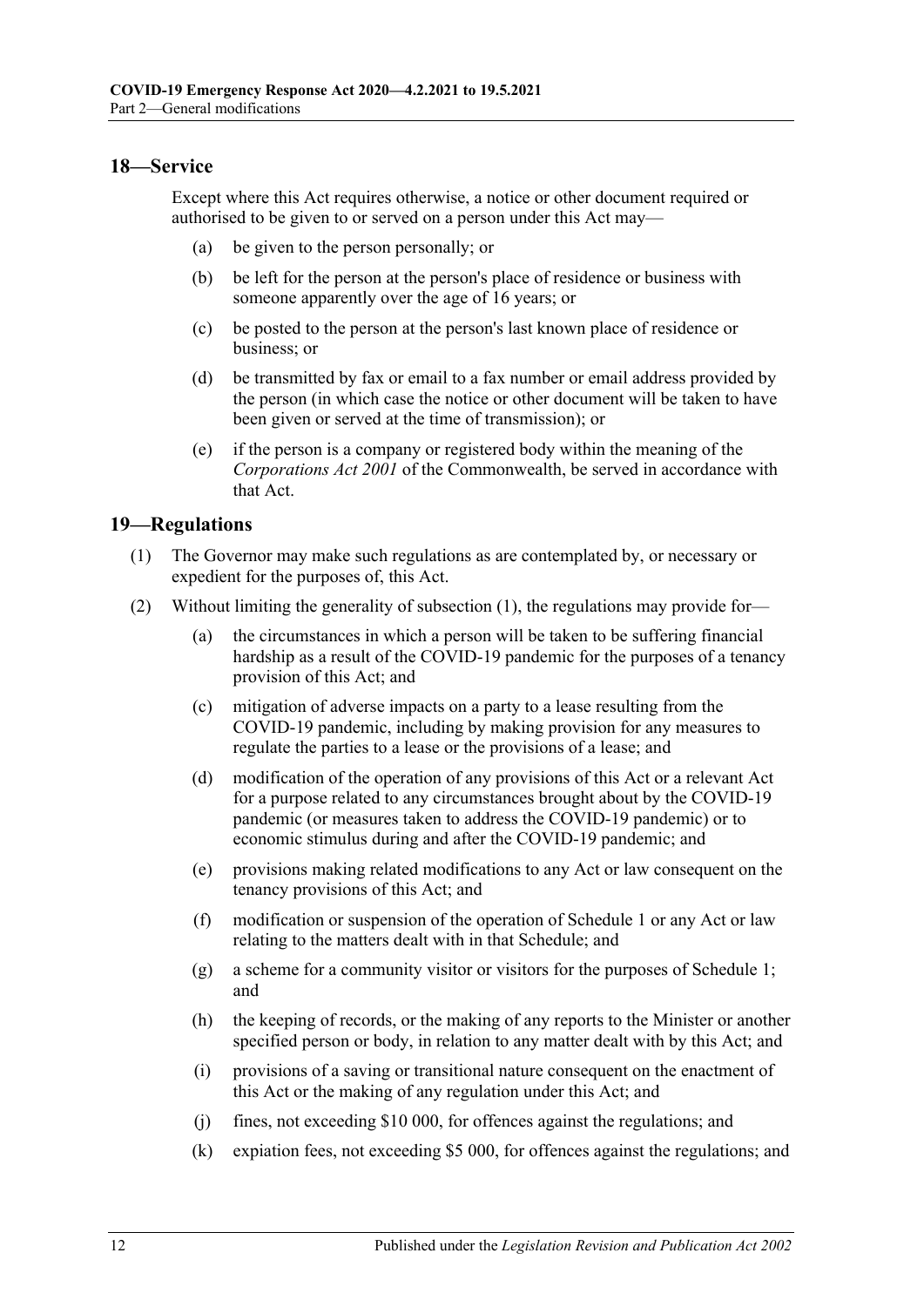## 18—Service

Except where this Act requires otherwise, a notice or other document required or authorised to be given to or served on a person under this Act may—

- (a) be given to the person personally; or
- (b) be left for the person at the person's place of residence or business with someone apparently over the age of 16 years; or
- (c) be posted to the person at the person's last known place of residence or business; or
- (d) be transmitted by fax or email to a fax number or email address provided by the person (in which case the notice or other document will be taken to have been given or served at the time of transmission); or
- (e) if the person is a company or registered body within the meaning of the *Corporations Act 2001* of the Commonwealth, be served in accordance with that Act.

## 19—Regulations

(1) The Governor may make such regulations as are contemplated by, or necessary or expedient for the purposes of, this Act.

(2) Without limiting the generality of subsection (1), the regulations may provide for—

- (a) the circumstances in which a person will be taken to be suffering financial hardship as a result of the COVID-19 pandemic for the purposes of a tenancy provision of this Act; and
- (c) mitigation of adverse impacts on a party to a lease resulting from the COVID-19 pandemic, including by making provision for any measures to regulate the parties to a lease or the provisions of a lease; and
- (d) modification of the operation of any provisions of this Act or a relevant Act for a purpose related to any circumstances brought about by the COVID-19 pandemic (or measures taken to address the COVID-19 pandemic) or to economic stimulus during and after the COVID-19 pandemic; and
- (e) provisions making related modifications to any Act or law consequent on the tenancy provisions of this Act; and
- (f) modification or suspension of the operation of Schedule 1 or any Act or law relating to the matters dealt with in that Schedule; and
- (g) a scheme for a community visitor or visitors for the purposes of Schedule 1; and
- (h) the keeping of records, or the making of any reports to the Minister or another specified person or body, in relation to any matter dealt with by this Act; and
- (i) provisions of a saving or transitional nature consequent on the enactment of this Act or the making of any regulation under this Act; and
- (j) fines, not exceeding $10 000, for offences against the regulations; and
- (k) expiation fees, not exceeding $5 000, for offences against the regulations; and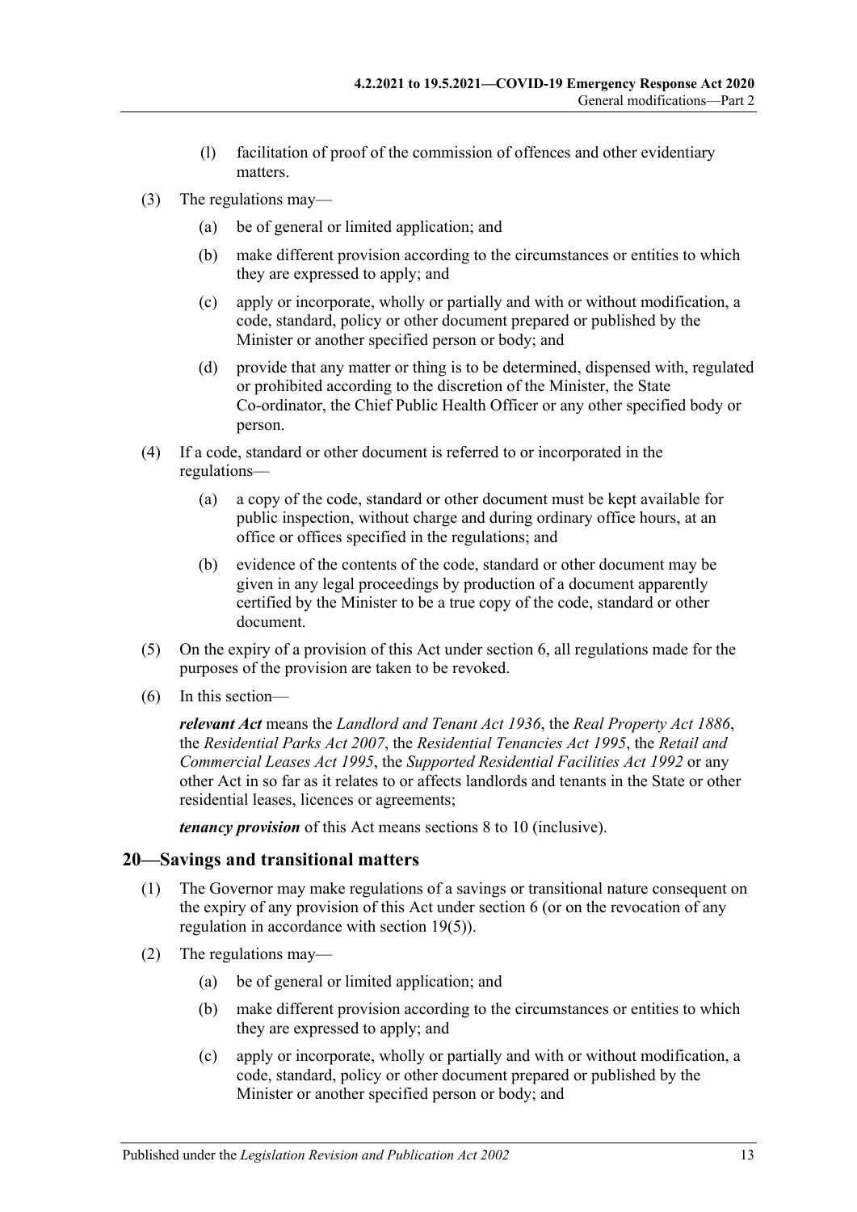(l) facilitation of proof of the commission of offences and other evidentiary matters.

(3) The regulations may—

(a) be of general or limited application; and

(b) make different provision according to the circumstances or entities to which they are expressed to apply; and

(c) apply or incorporate, wholly or partially and with or without modification, a code, standard, policy or other document prepared or published by the Minister or another specified person or body; and

(d) provide that any matter or thing is to be determined, dispensed with, regulated or prohibited according to the discretion of the Minister, the State Co-ordinator, the Chief Public Health Officer or any other specified body or person.

(4) If a code, standard or other document is referred to or incorporated in the regulations—

(a) a copy of the code, standard or other document must be kept available for public inspection, without charge and during ordinary office hours, at an office or offices specified in the regulations; and

(b) evidence of the contents of the code, standard or other document may be given in any legal proceedings by production of a document apparently certified by the Minister to be a true copy of the code, standard or other document.

(5) On the expiry of a provision of this Act under section 6, all regulations made for the purposes of the provision are taken to be revoked.

(6) In this section—

***relevant Act*** means the *Landlord and Tenant Act 1936*, the *Real Property Act 1886*, the *Residential Parks Act 2007*, the *Residential Tenancies Act 1995*, the *Retail and Commercial Leases Act 1995*, the *Supported Residential Facilities Act 1992* or any other Act in so far as it relates to or affects landlords and tenants in the State or other residential leases, licences or agreements;

***tenancy provision*** of this Act means sections 8 to 10 (inclusive).

## 20—Savings and transitional matters

(1) The Governor may make regulations of a savings or transitional nature consequent on the expiry of any provision of this Act under section 6 (or on the revocation of any regulation in accordance with section 19(5)).

(2) The regulations may—

(a) be of general or limited application; and

(b) make different provision according to the circumstances or entities to which they are expressed to apply; and

(c) apply or incorporate, wholly or partially and with or without modification, a code, standard, policy or other document prepared or published by the Minister or another specified person or body; and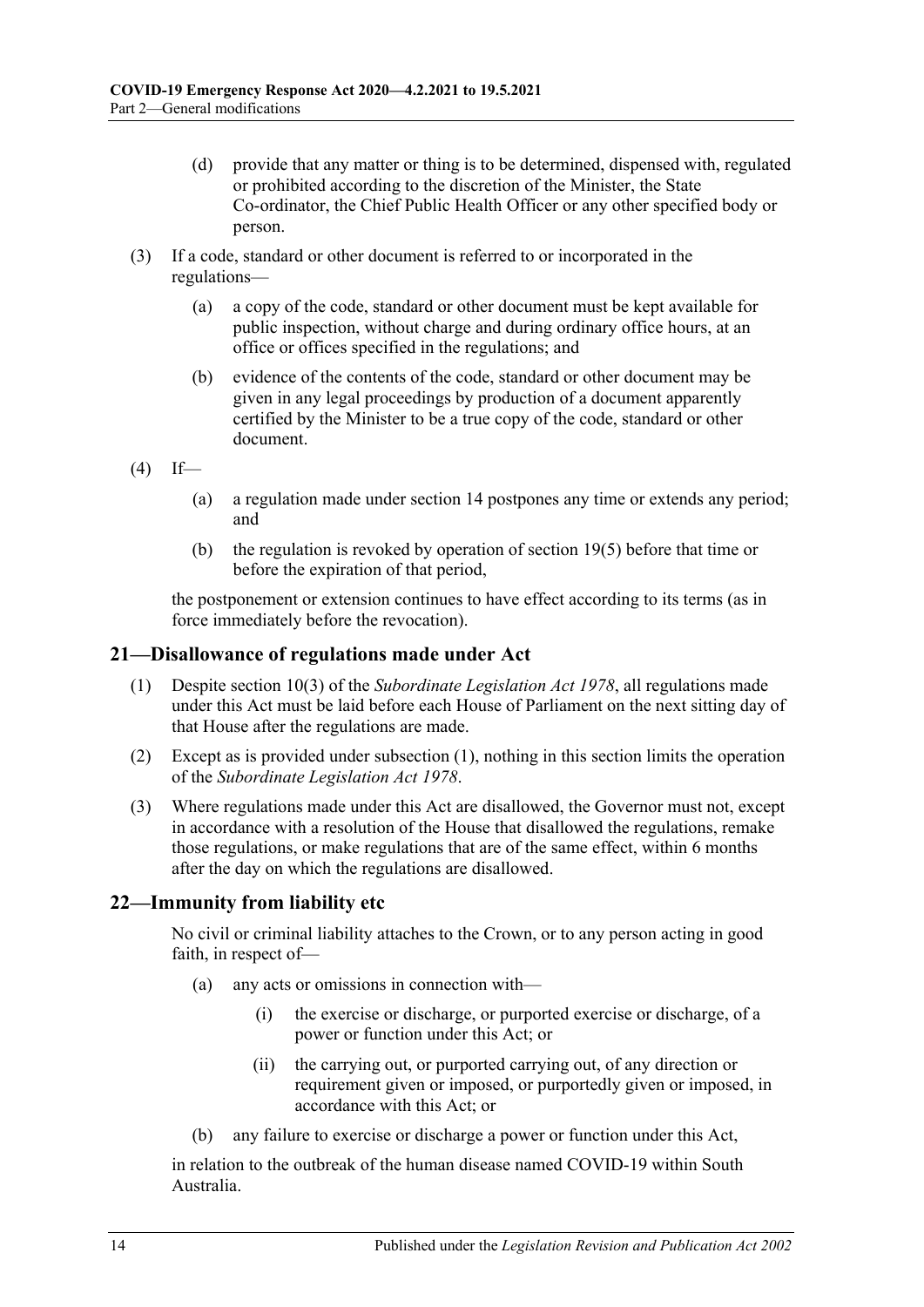(d) provide that any matter or thing is to be determined, dispensed with, regulated or prohibited according to the discretion of the Minister, the State Co-ordinator, the Chief Public Health Officer or any other specified body or person.

(3) If a code, standard or other document is referred to or incorporated in the regulations—

(a) a copy of the code, standard or other document must be kept available for public inspection, without charge and during ordinary office hours, at an office or offices specified in the regulations; and

(b) evidence of the contents of the code, standard or other document may be given in any legal proceedings by production of a document apparently certified by the Minister to be a true copy of the code, standard or other document.

(4) If—

(a) a regulation made under section 14 postpones any time or extends any period; and

(b) the regulation is revoked by operation of section 19(5) before that time or before the expiration of that period,

the postponement or extension continues to have effect according to its terms (as in force immediately before the revocation).

## 21—Disallowance of regulations made under Act

(1) Despite section 10(3) of the *Subordinate Legislation Act 1978*, all regulations made under this Act must be laid before each House of Parliament on the next sitting day of that House after the regulations are made.

(2) Except as is provided under subsection (1), nothing in this section limits the operation of the *Subordinate Legislation Act 1978*.

(3) Where regulations made under this Act are disallowed, the Governor must not, except in accordance with a resolution of the House that disallowed the regulations, remake those regulations, or make regulations that are of the same effect, within 6 months after the day on which the regulations are disallowed.

## 22—Immunity from liability etc

No civil or criminal liability attaches to the Crown, or to any person acting in good faith, in respect of—

(a) any acts or omissions in connection with—

(i) the exercise or discharge, or purported exercise or discharge, of a power or function under this Act; or

(ii) the carrying out, or purported carrying out, of any direction or requirement given or imposed, or purportedly given or imposed, in accordance with this Act; or

(b) any failure to exercise or discharge a power or function under this Act,

in relation to the outbreak of the human disease named COVID-19 within South Australia.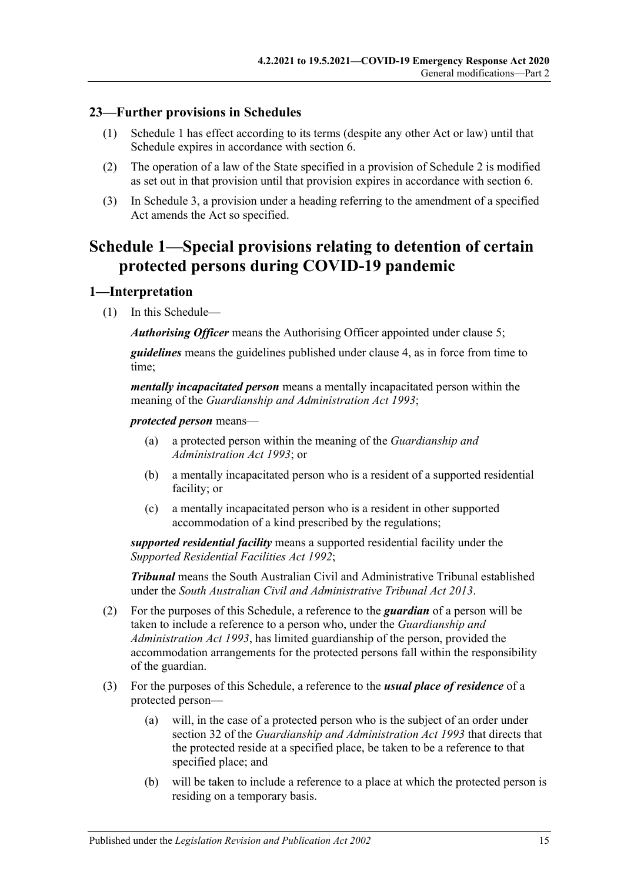### 23—Further provisions in Schedules

(1) Schedule 1 has effect according to its terms (despite any other Act or law) until that Schedule expires in accordance with section 6.

(2) The operation of a law of the State specified in a provision of Schedule 2 is modified as set out in that provision until that provision expires in accordance with section 6.

(3) In Schedule 3, a provision under a heading referring to the amendment of a specified Act amends the Act so specified.

## Schedule 1—Special provisions relating to detention of certain protected persons during COVID-19 pandemic

### 1—Interpretation

(1) In this Schedule—

***Authorising Officer*** means the Authorising Officer appointed under clause 5;

***guidelines*** means the guidelines published under clause 4, as in force from time to time;

***mentally incapacitated person*** means a mentally incapacitated person within the meaning of the *Guardianship and Administration Act 1993*;

***protected person*** means—

- (a) a protected person within the meaning of the *Guardianship and Administration Act 1993*; or
- (b) a mentally incapacitated person who is a resident of a supported residential facility; or
- (c) a mentally incapacitated person who is a resident in other supported accommodation of a kind prescribed by the regulations;

***supported residential facility*** means a supported residential facility under the *Supported Residential Facilities Act 1992*;

***Tribunal*** means the South Australian Civil and Administrative Tribunal established under the *South Australian Civil and Administrative Tribunal Act 2013*.

(2) For the purposes of this Schedule, a reference to the ***guardian*** of a person will be taken to include a reference to a person who, under the *Guardianship and Administration Act 1993*, has limited guardianship of the person, provided the accommodation arrangements for the protected persons fall within the responsibility of the guardian.

(3) For the purposes of this Schedule, a reference to the ***usual place of residence*** of a protected person—

- (a) will, in the case of a protected person who is the subject of an order under section 32 of the *Guardianship and Administration Act 1993* that directs that the protected reside at a specified place, be taken to be a reference to that specified place; and
- (b) will be taken to include a reference to a place at which the protected person is residing on a temporary basis.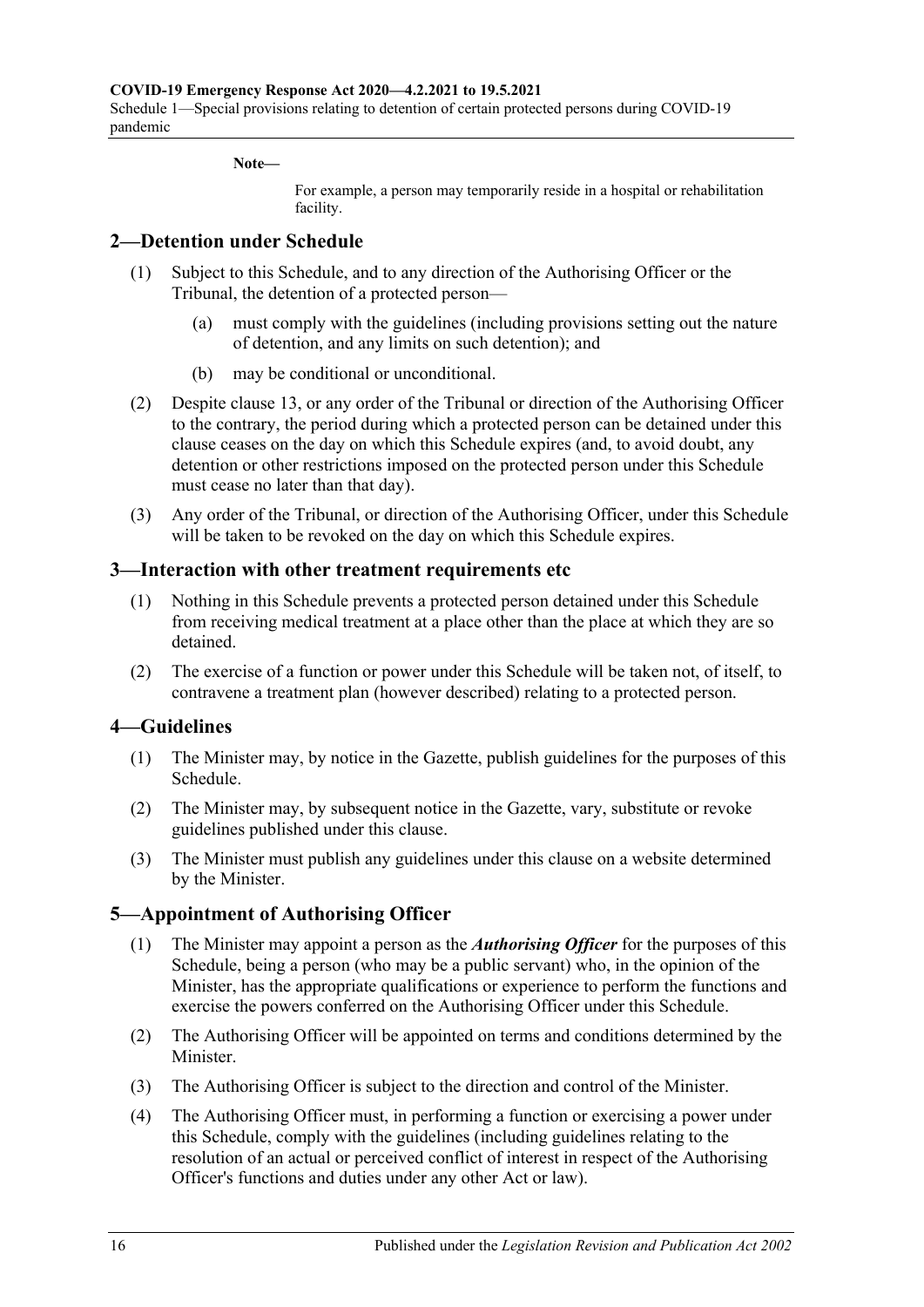**Note—**

For example, a person may temporarily reside in a hospital or rehabilitation facility.

## 2—Detention under Schedule

(1) Subject to this Schedule, and to any direction of the Authorising Officer or the Tribunal, the detention of a protected person—

(a) must comply with the guidelines (including provisions setting out the nature of detention, and any limits on such detention); and

(b) may be conditional or unconditional.

(2) Despite clause 13, or any order of the Tribunal or direction of the Authorising Officer to the contrary, the period during which a protected person can be detained under this clause ceases on the day on which this Schedule expires (and, to avoid doubt, any detention or other restrictions imposed on the protected person under this Schedule must cease no later than that day).

(3) Any order of the Tribunal, or direction of the Authorising Officer, under this Schedule will be taken to be revoked on the day on which this Schedule expires.

## 3—Interaction with other treatment requirements etc

(1) Nothing in this Schedule prevents a protected person detained under this Schedule from receiving medical treatment at a place other than the place at which they are so detained.

(2) The exercise of a function or power under this Schedule will be taken not, of itself, to contravene a treatment plan (however described) relating to a protected person.

## 4—Guidelines

(1) The Minister may, by notice in the Gazette, publish guidelines for the purposes of this Schedule.

(2) The Minister may, by subsequent notice in the Gazette, vary, substitute or revoke guidelines published under this clause.

(3) The Minister must publish any guidelines under this clause on a website determined by the Minister.

## 5—Appointment of Authorising Officer

(1) The Minister may appoint a person as the ***Authorising Officer*** for the purposes of this Schedule, being a person (who may be a public servant) who, in the opinion of the Minister, has the appropriate qualifications or experience to perform the functions and exercise the powers conferred on the Authorising Officer under this Schedule.

(2) The Authorising Officer will be appointed on terms and conditions determined by the Minister.

(3) The Authorising Officer is subject to the direction and control of the Minister.

(4) The Authorising Officer must, in performing a function or exercising a power under this Schedule, comply with the guidelines (including guidelines relating to the resolution of an actual or perceived conflict of interest in respect of the Authorising Officer's functions and duties under any other Act or law).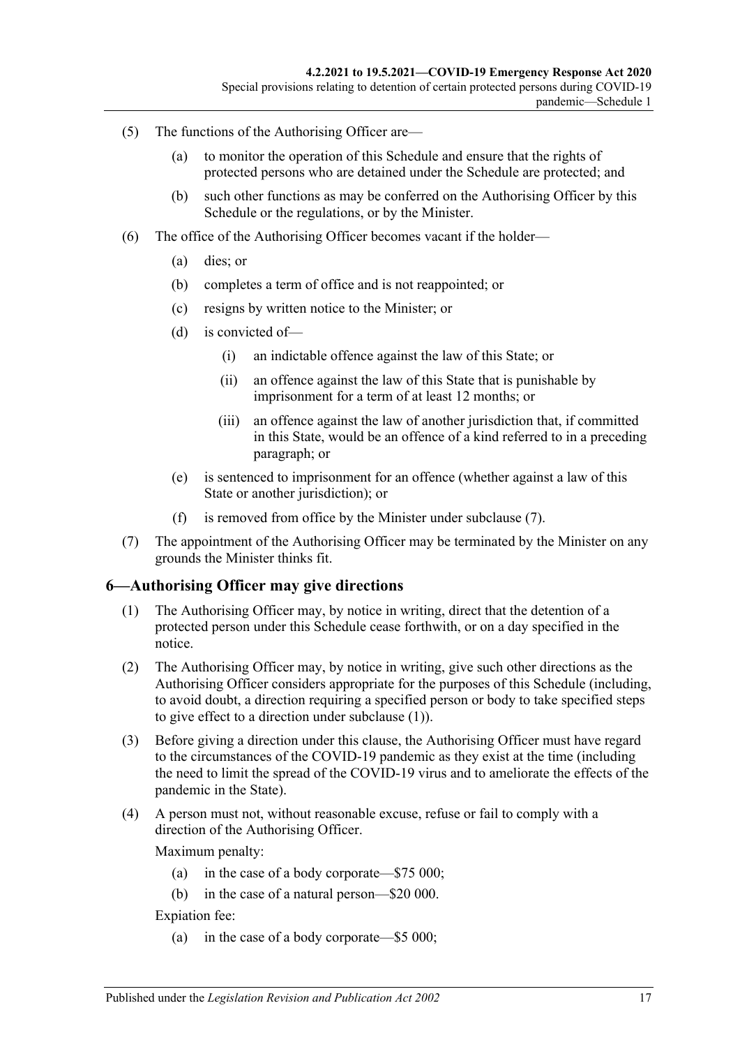(5) The functions of the Authorising Officer are—

  (a) to monitor the operation of this Schedule and ensure that the rights of protected persons who are detained under the Schedule are protected; and

  (b) such other functions as may be conferred on the Authorising Officer by this Schedule or the regulations, or by the Minister.

(6) The office of the Authorising Officer becomes vacant if the holder—

  (a) dies; or

  (b) completes a term of office and is not reappointed; or

  (c) resigns by written notice to the Minister; or

  (d) is convicted of—

    (i) an indictable offence against the law of this State; or

    (ii) an offence against the law of this State that is punishable by imprisonment for a term of at least 12 months; or

    (iii) an offence against the law of another jurisdiction that, if committed in this State, would be an offence of a kind referred to in a preceding paragraph; or

  (e) is sentenced to imprisonment for an offence (whether against a law of this State or another jurisdiction); or

  (f) is removed from office by the Minister under subclause (7).

(7) The appointment of the Authorising Officer may be terminated by the Minister on any grounds the Minister thinks fit.

## 6—Authorising Officer may give directions

(1) The Authorising Officer may, by notice in writing, direct that the detention of a protected person under this Schedule cease forthwith, or on a day specified in the notice.

(2) The Authorising Officer may, by notice in writing, give such other directions as the Authorising Officer considers appropriate for the purposes of this Schedule (including, to avoid doubt, a direction requiring a specified person or body to take specified steps to give effect to a direction under subclause (1)).

(3) Before giving a direction under this clause, the Authorising Officer must have regard to the circumstances of the COVID-19 pandemic as they exist at the time (including the need to limit the spread of the COVID-19 virus and to ameliorate the effects of the pandemic in the State).

(4) A person must not, without reasonable excuse, refuse or fail to comply with a direction of the Authorising Officer.

Maximum penalty:

  (a) in the case of a body corporate—$75 000;

  (b) in the case of a natural person—$20 000.

Expiation fee:

  (a) in the case of a body corporate—$5 000;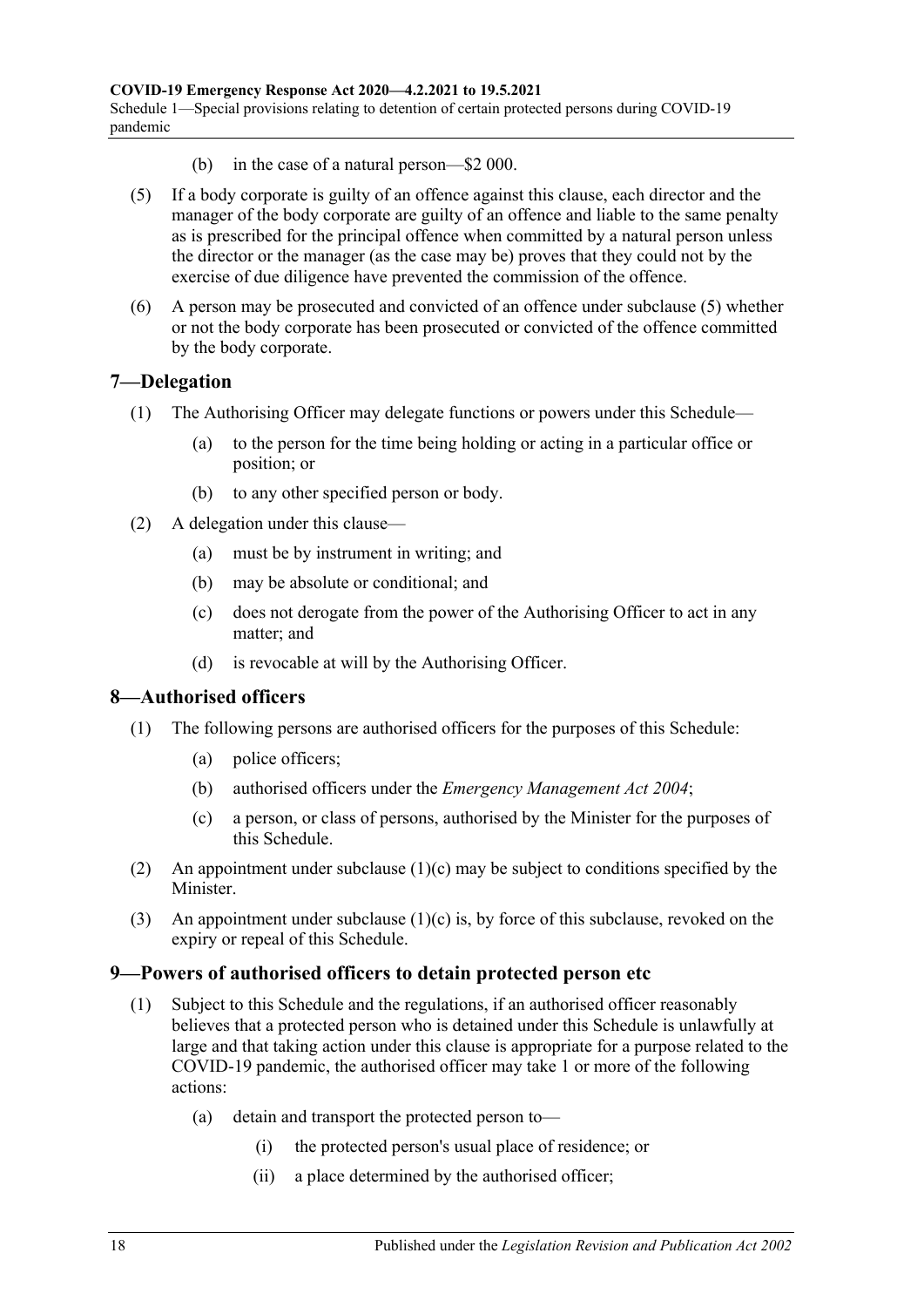(b) in the case of a natural person—$2 000.

(5) If a body corporate is guilty of an offence against this clause, each director and the manager of the body corporate are guilty of an offence and liable to the same penalty as is prescribed for the principal offence when committed by a natural person unless the director or the manager (as the case may be) proves that they could not by the exercise of due diligence have prevented the commission of the offence.

(6) A person may be prosecuted and convicted of an offence under subclause (5) whether or not the body corporate has been prosecuted or convicted of the offence committed by the body corporate.

## 7—Delegation

(1) The Authorising Officer may delegate functions or powers under this Schedule—

(a) to the person for the time being holding or acting in a particular office or position; or

(b) to any other specified person or body.

(2) A delegation under this clause—

(a) must be by instrument in writing; and

(b) may be absolute or conditional; and

(c) does not derogate from the power of the Authorising Officer to act in any matter; and

(d) is revocable at will by the Authorising Officer.

## 8—Authorised officers

(1) The following persons are authorised officers for the purposes of this Schedule:

(a) police officers;

(b) authorised officers under the *Emergency Management Act 2004*;

(c) a person, or class of persons, authorised by the Minister for the purposes of this Schedule.

(2) An appointment under subclause (1)(c) may be subject to conditions specified by the Minister.

(3) An appointment under subclause (1)(c) is, by force of this subclause, revoked on the expiry or repeal of this Schedule.

## 9—Powers of authorised officers to detain protected person etc

(1) Subject to this Schedule and the regulations, if an authorised officer reasonably believes that a protected person who is detained under this Schedule is unlawfully at large and that taking action under this clause is appropriate for a purpose related to the COVID-19 pandemic, the authorised officer may take 1 or more of the following actions:

(a) detain and transport the protected person to—

(i) the protected person's usual place of residence; or

(ii) a place determined by the authorised officer;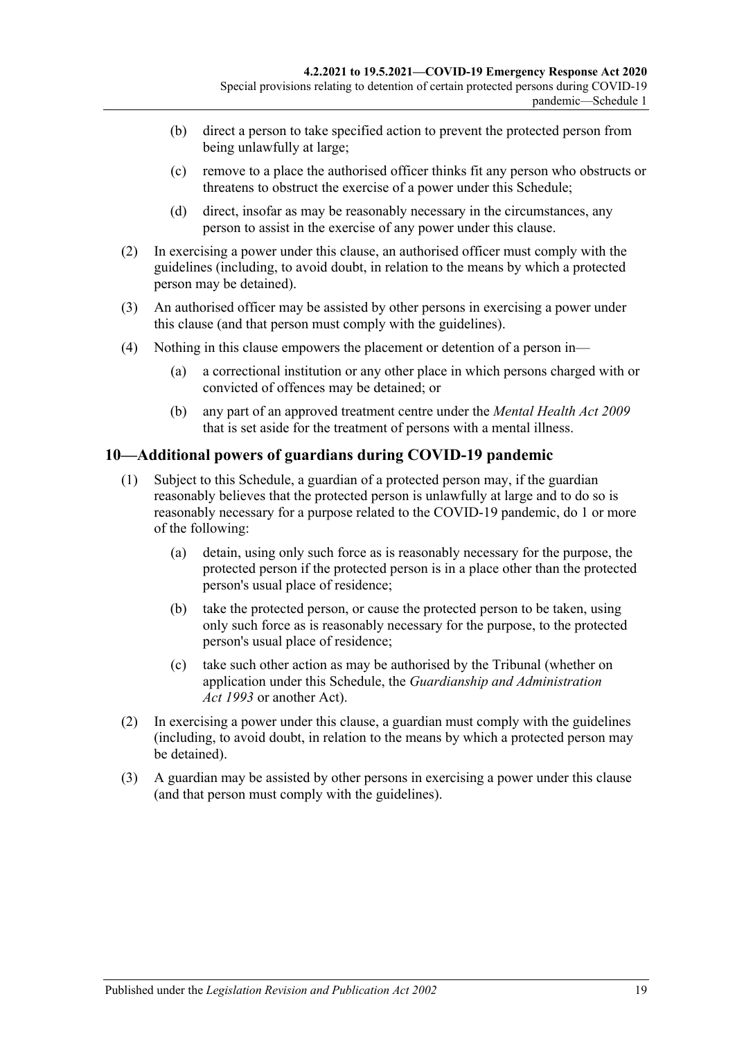(b) direct a person to take specified action to prevent the protected person from being unlawfully at large;

(c) remove to a place the authorised officer thinks fit any person who obstructs or threatens to obstruct the exercise of a power under this Schedule;

(d) direct, insofar as may be reasonably necessary in the circumstances, any person to assist in the exercise of any power under this clause.

(2) In exercising a power under this clause, an authorised officer must comply with the guidelines (including, to avoid doubt, in relation to the means by which a protected person may be detained).

(3) An authorised officer may be assisted by other persons in exercising a power under this clause (and that person must comply with the guidelines).

(4) Nothing in this clause empowers the placement or detention of a person in—

(a) a correctional institution or any other place in which persons charged with or convicted of offences may be detained; or

(b) any part of an approved treatment centre under the *Mental Health Act 2009* that is set aside for the treatment of persons with a mental illness.

## 10—Additional powers of guardians during COVID-19 pandemic

(1) Subject to this Schedule, a guardian of a protected person may, if the guardian reasonably believes that the protected person is unlawfully at large and to do so is reasonably necessary for a purpose related to the COVID-19 pandemic, do 1 or more of the following:

(a) detain, using only such force as is reasonably necessary for the purpose, the protected person if the protected person is in a place other than the protected person's usual place of residence;

(b) take the protected person, or cause the protected person to be taken, using only such force as is reasonably necessary for the purpose, to the protected person's usual place of residence;

(c) take such other action as may be authorised by the Tribunal (whether on application under this Schedule, the *Guardianship and Administration Act 1993* or another Act).

(2) In exercising a power under this clause, a guardian must comply with the guidelines (including, to avoid doubt, in relation to the means by which a protected person may be detained).

(3) A guardian may be assisted by other persons in exercising a power under this clause (and that person must comply with the guidelines).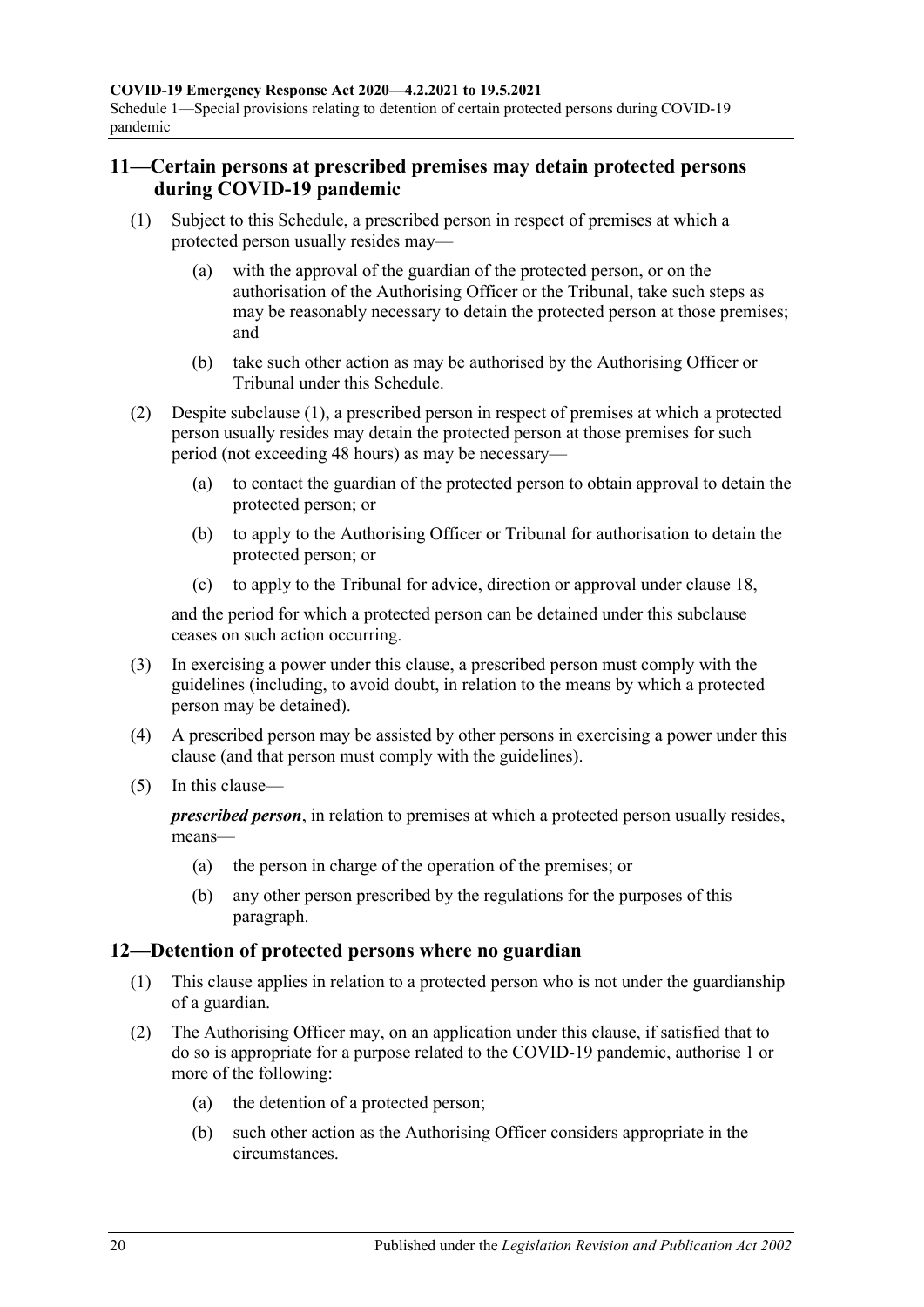## 11—Certain persons at prescribed premises may detain protected persons during COVID-19 pandemic

(1) Subject to this Schedule, a prescribed person in respect of premises at which a protected person usually resides may—

(a) with the approval of the guardian of the protected person, or on the authorisation of the Authorising Officer or the Tribunal, take such steps as may be reasonably necessary to detain the protected person at those premises; and

(b) take such other action as may be authorised by the Authorising Officer or Tribunal under this Schedule.

(2) Despite subclause (1), a prescribed person in respect of premises at which a protected person usually resides may detain the protected person at those premises for such period (not exceeding 48 hours) as may be necessary—

(a) to contact the guardian of the protected person to obtain approval to detain the protected person; or

(b) to apply to the Authorising Officer or Tribunal for authorisation to detain the protected person; or

(c) to apply to the Tribunal for advice, direction or approval under clause 18,

and the period for which a protected person can be detained under this subclause ceases on such action occurring.

(3) In exercising a power under this clause, a prescribed person must comply with the guidelines (including, to avoid doubt, in relation to the means by which a protected person may be detained).

(4) A prescribed person may be assisted by other persons in exercising a power under this clause (and that person must comply with the guidelines).

(5) In this clause—

***prescribed person***, in relation to premises at which a protected person usually resides, means—

(a) the person in charge of the operation of the premises; or

(b) any other person prescribed by the regulations for the purposes of this paragraph.

## 12—Detention of protected persons where no guardian

(1) This clause applies in relation to a protected person who is not under the guardianship of a guardian.

(2) The Authorising Officer may, on an application under this clause, if satisfied that to do so is appropriate for a purpose related to the COVID-19 pandemic, authorise 1 or more of the following:

(a) the detention of a protected person;

(b) such other action as the Authorising Officer considers appropriate in the circumstances.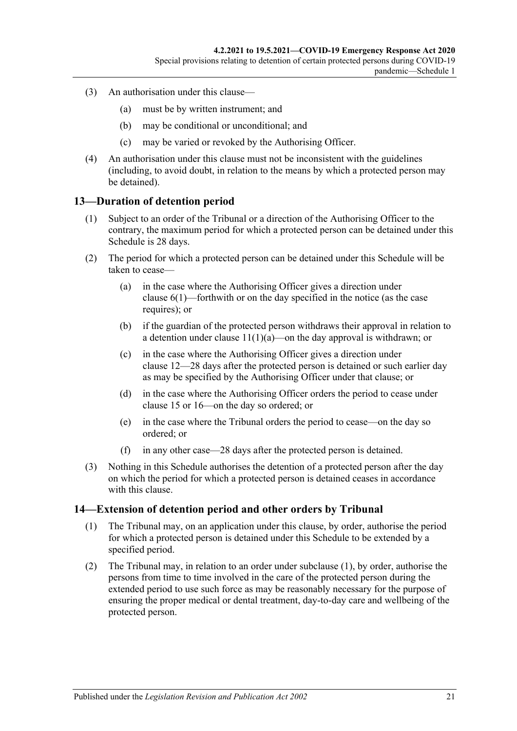(3) An authorisation under this clause—

(a) must be by written instrument; and

(b) may be conditional or unconditional; and

(c) may be varied or revoked by the Authorising Officer.

(4) An authorisation under this clause must not be inconsistent with the guidelines (including, to avoid doubt, in relation to the means by which a protected person may be detained).

## 13—Duration of detention period

(1) Subject to an order of the Tribunal or a direction of the Authorising Officer to the contrary, the maximum period for which a protected person can be detained under this Schedule is 28 days.

(2) The period for which a protected person can be detained under this Schedule will be taken to cease—

(a) in the case where the Authorising Officer gives a direction under clause 6(1)—forthwith or on the day specified in the notice (as the case requires); or

(b) if the guardian of the protected person withdraws their approval in relation to a detention under clause 11(1)(a)—on the day approval is withdrawn; or

(c) in the case where the Authorising Officer gives a direction under clause 12—28 days after the protected person is detained or such earlier day as may be specified by the Authorising Officer under that clause; or

(d) in the case where the Authorising Officer orders the period to cease under clause 15 or 16—on the day so ordered; or

(e) in the case where the Tribunal orders the period to cease—on the day so ordered; or

(f) in any other case—28 days after the protected person is detained.

(3) Nothing in this Schedule authorises the detention of a protected person after the day on which the period for which a protected person is detained ceases in accordance with this clause.

## 14—Extension of detention period and other orders by Tribunal

(1) The Tribunal may, on an application under this clause, by order, authorise the period for which a protected person is detained under this Schedule to be extended by a specified period.

(2) The Tribunal may, in relation to an order under subclause (1), by order, authorise the persons from time to time involved in the care of the protected person during the extended period to use such force as may be reasonably necessary for the purpose of ensuring the proper medical or dental treatment, day-to-day care and wellbeing of the protected person.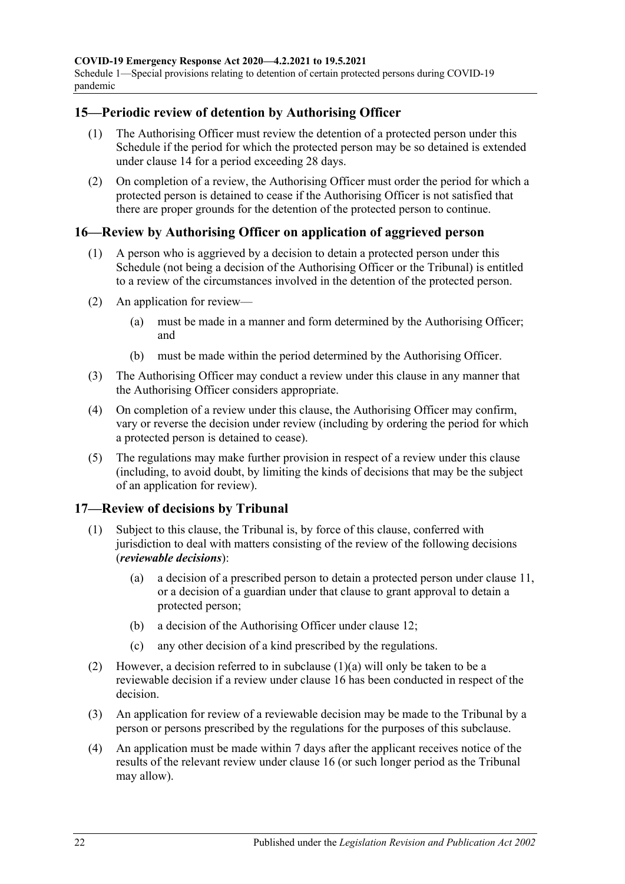## 15—Periodic review of detention by Authorising Officer

(1) The Authorising Officer must review the detention of a protected person under this Schedule if the period for which the protected person may be so detained is extended under clause 14 for a period exceeding 28 days.

(2) On completion of a review, the Authorising Officer must order the period for which a protected person is detained to cease if the Authorising Officer is not satisfied that there are proper grounds for the detention of the protected person to continue.

## 16—Review by Authorising Officer on application of aggrieved person

(1) A person who is aggrieved by a decision to detain a protected person under this Schedule (not being a decision of the Authorising Officer or the Tribunal) is entitled to a review of the circumstances involved in the detention of the protected person.

(2) An application for review—

(a) must be made in a manner and form determined by the Authorising Officer; and

(b) must be made within the period determined by the Authorising Officer.

(3) The Authorising Officer may conduct a review under this clause in any manner that the Authorising Officer considers appropriate.

(4) On completion of a review under this clause, the Authorising Officer may confirm, vary or reverse the decision under review (including by ordering the period for which a protected person is detained to cease).

(5) The regulations may make further provision in respect of a review under this clause (including, to avoid doubt, by limiting the kinds of decisions that may be the subject of an application for review).

## 17—Review of decisions by Tribunal

(1) Subject to this clause, the Tribunal is, by force of this clause, conferred with jurisdiction to deal with matters consisting of the review of the following decisions (***reviewable decisions***):

(a) a decision of a prescribed person to detain a protected person under clause 11, or a decision of a guardian under that clause to grant approval to detain a protected person;

(b) a decision of the Authorising Officer under clause 12;

(c) any other decision of a kind prescribed by the regulations.

(2) However, a decision referred to in subclause (1)(a) will only be taken to be a reviewable decision if a review under clause 16 has been conducted in respect of the decision.

(3) An application for review of a reviewable decision may be made to the Tribunal by a person or persons prescribed by the regulations for the purposes of this subclause.

(4) An application must be made within 7 days after the applicant receives notice of the results of the relevant review under clause 16 (or such longer period as the Tribunal may allow).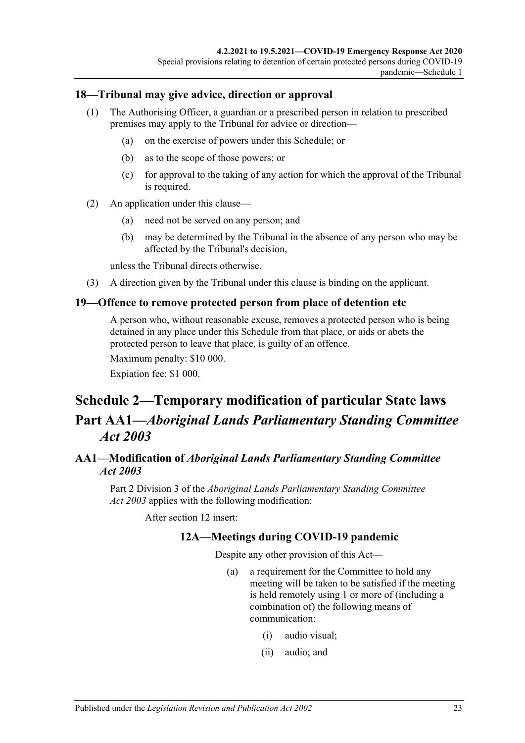### 18—Tribunal may give advice, direction or approval

(1) The Authorising Officer, a guardian or a prescribed person in relation to prescribed premises may apply to the Tribunal for advice or direction—

(a) on the exercise of powers under this Schedule; or

(b) as to the scope of those powers; or

(c) for approval to the taking of any action for which the approval of the Tribunal is required.

(2) An application under this clause—

(a) need not be served on any person; and

(b) may be determined by the Tribunal in the absence of any person who may be affected by the Tribunal's decision,

unless the Tribunal directs otherwise.

(3) A direction given by the Tribunal under this clause is binding on the applicant.

### 19—Offence to remove protected person from place of detention etc

A person who, without reasonable excuse, removes a protected person who is being detained in any place under this Schedule from that place, or aids or abets the protected person to leave that place, is guilty of an offence.

Maximum penalty: $10 000.

Expiation fee: $1 000.

# Schedule 2—Temporary modification of particular State laws

## Part AA1—*Aboriginal Lands Parliamentary Standing Committee Act 2003*

### AA1—Modification of *Aboriginal Lands Parliamentary Standing Committee Act 2003*

Part 2 Division 3 of the *Aboriginal Lands Parliamentary Standing Committee Act 2003* applies with the following modification:

After section 12 insert:

#### 12A—Meetings during COVID-19 pandemic

Despite any other provision of this Act—

(a) a requirement for the Committee to hold any meeting will be taken to be satisfied if the meeting is held remotely using 1 or more of (including a combination of) the following means of communication:

(i) audio visual;

(ii) audio; and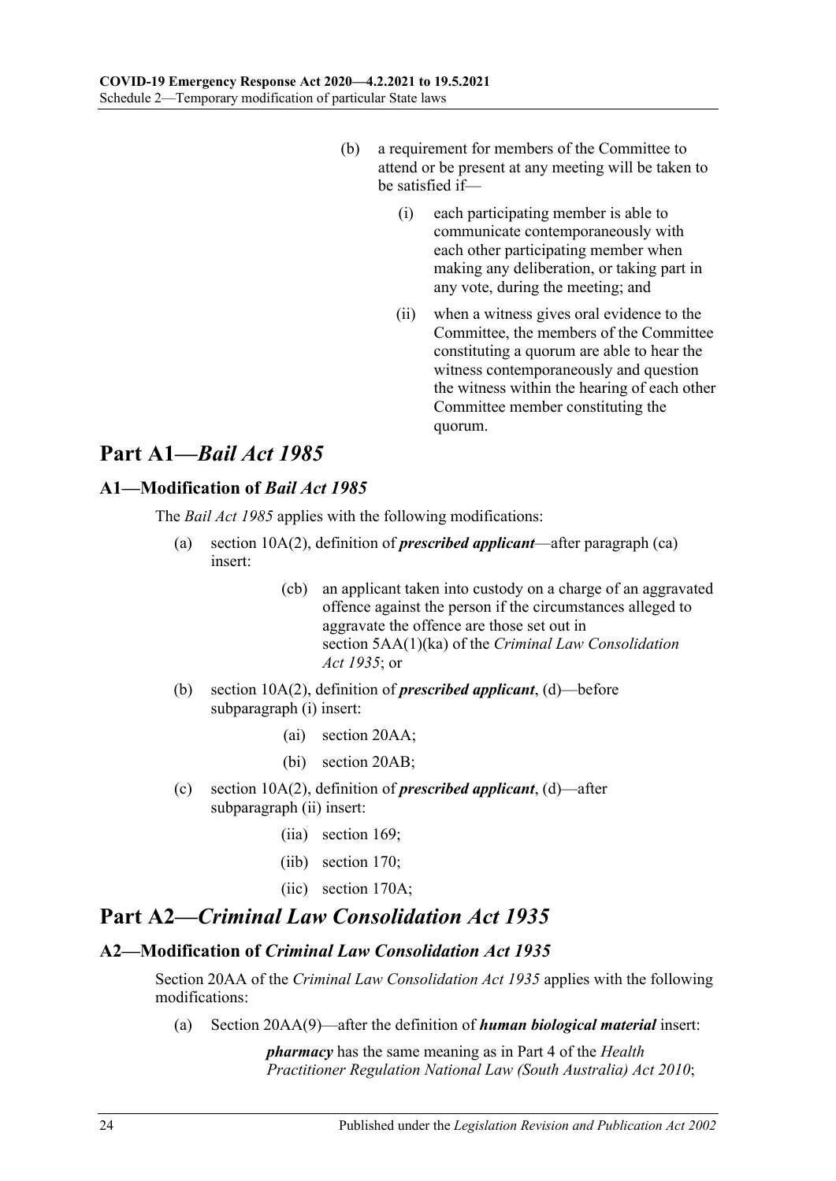(b) a requirement for members of the Committee to attend or be present at any meeting will be taken to be satisfied if—

(i) each participating member is able to communicate contemporaneously with each other participating member when making any deliberation, or taking part in any vote, during the meeting; and

(ii) when a witness gives oral evidence to the Committee, the members of the Committee constituting a quorum are able to hear the witness contemporaneously and question the witness within the hearing of each other Committee member constituting the quorum.

# Part A1—*Bail Act 1985*

## A1—Modification of *Bail Act 1985*

The *Bail Act 1985* applies with the following modifications:

(a) section 10A(2), definition of ***prescribed applicant***—after paragraph (ca) insert:

> (cb) an applicant taken into custody on a charge of an aggravated offence against the person if the circumstances alleged to aggravate the offence are those set out in section 5AA(1)(ka) of the *Criminal Law Consolidation Act 1935*; or

(b) section 10A(2), definition of ***prescribed applicant***, (d)—before subparagraph (i) insert:

> (ai) section 20AA;
>
> (bi) section 20AB;

(c) section 10A(2), definition of ***prescribed applicant***, (d)—after subparagraph (ii) insert:

> (iia) section 169;
>
> (iib) section 170;
>
> (iic) section 170A;

# Part A2—*Criminal Law Consolidation Act 1935*

## A2—Modification of *Criminal Law Consolidation Act 1935*

Section 20AA of the *Criminal Law Consolidation Act 1935* applies with the following modifications:

(a) Section 20AA(9)—after the definition of ***human biological material*** insert:

> ***pharmacy*** has the same meaning as in Part 4 of the *Health Practitioner Regulation National Law (South Australia) Act 2010*;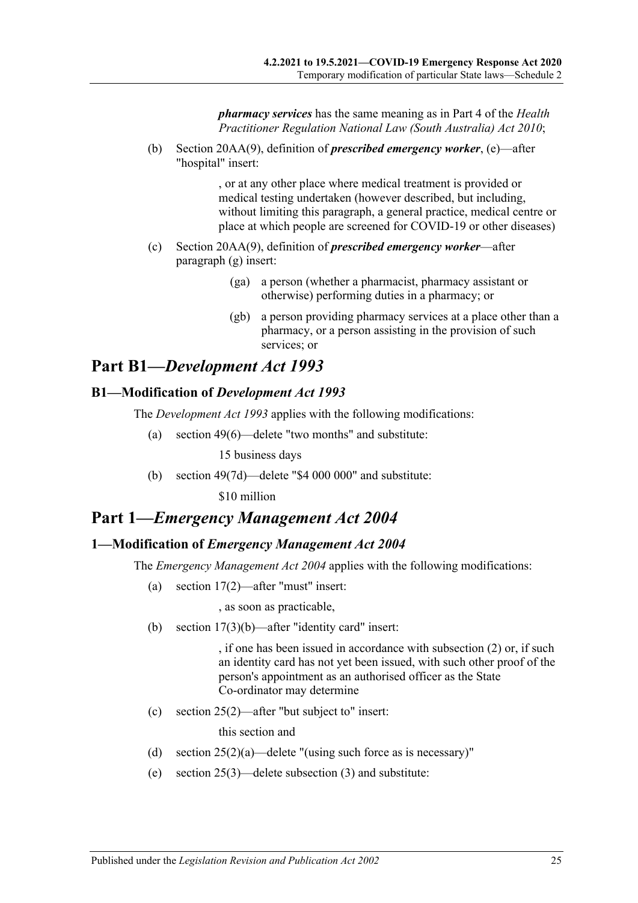***pharmacy services*** has the same meaning as in Part 4 of the *Health Practitioner Regulation National Law (South Australia) Act 2010*;

(b) Section 20AA(9), definition of ***prescribed emergency worker***, (e)—after "hospital" insert:

> , or at any other place where medical treatment is provided or medical testing undertaken (however described, but including, without limiting this paragraph, a general practice, medical centre or place at which people are screened for COVID-19 or other diseases)

(c) Section 20AA(9), definition of ***prescribed emergency worker***—after paragraph (g) insert:

> (ga) a person (whether a pharmacist, pharmacy assistant or otherwise) performing duties in a pharmacy; or
>
> (gb) a person providing pharmacy services at a place other than a pharmacy, or a person assisting in the provision of such services; or

## Part B1—*Development Act 1993*

### B1—Modification of *Development Act 1993*

The *Development Act 1993* applies with the following modifications:

(a) section 49(6)—delete "two months" and substitute:

> 15 business days

(b) section 49(7d)—delete "$4 000 000" and substitute:

> $10 million

## Part 1—*Emergency Management Act 2004*

### 1—Modification of *Emergency Management Act 2004*

The *Emergency Management Act 2004* applies with the following modifications:

(a) section 17(2)—after "must" insert:

> , as soon as practicable,

(b) section 17(3)(b)—after "identity card" insert:

> , if one has been issued in accordance with subsection (2) or, if such an identity card has not yet been issued, with such other proof of the person's appointment as an authorised officer as the State Co-ordinator may determine

(c) section 25(2)—after "but subject to" insert:

> this section and

(d) section 25(2)(a)—delete "(using such force as is necessary)"

(e) section 25(3)—delete subsection (3) and substitute: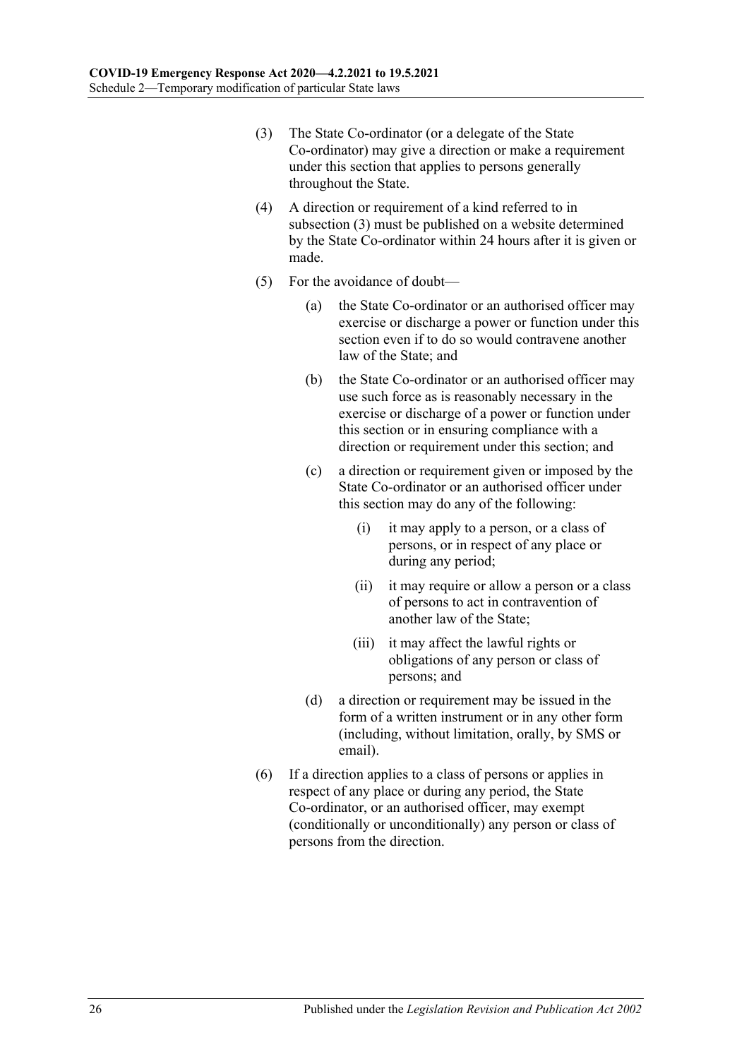(3) The State Co-ordinator (or a delegate of the State Co-ordinator) may give a direction or make a requirement under this section that applies to persons generally throughout the State.

(4) A direction or requirement of a kind referred to in subsection (3) must be published on a website determined by the State Co-ordinator within 24 hours after it is given or made.

(5) For the avoidance of doubt—

  (a) the State Co-ordinator or an authorised officer may exercise or discharge a power or function under this section even if to do so would contravene another law of the State; and

  (b) the State Co-ordinator or an authorised officer may use such force as is reasonably necessary in the exercise or discharge of a power or function under this section or in ensuring compliance with a direction or requirement under this section; and

  (c) a direction or requirement given or imposed by the State Co-ordinator or an authorised officer under this section may do any of the following:

    (i) it may apply to a person, or a class of persons, or in respect of any place or during any period;

    (ii) it may require or allow a person or a class of persons to act in contravention of another law of the State;

    (iii) it may affect the lawful rights or obligations of any person or class of persons; and

  (d) a direction or requirement may be issued in the form of a written instrument or in any other form (including, without limitation, orally, by SMS or email).

(6) If a direction applies to a class of persons or applies in respect of any place or during any period, the State Co-ordinator, or an authorised officer, may exempt (conditionally or unconditionally) any person or class of persons from the direction.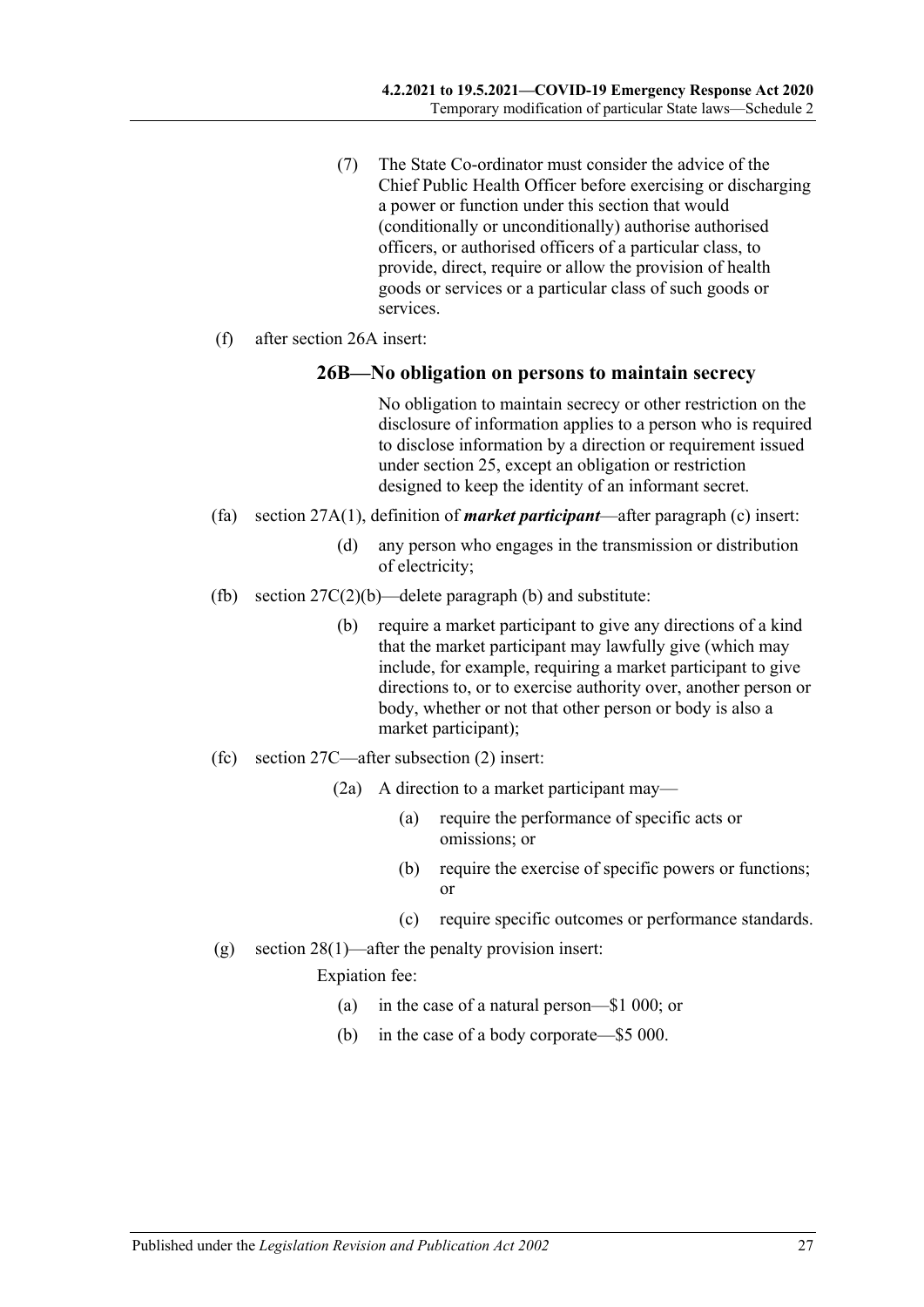(7) The State Co-ordinator must consider the advice of the Chief Public Health Officer before exercising or discharging a power or function under this section that would (conditionally or unconditionally) authorise authorised officers, or authorised officers of a particular class, to provide, direct, require or allow the provision of health goods or services or a particular class of such goods or services.

(f) after section 26A insert:

### 26B—No obligation on persons to maintain secrecy

No obligation to maintain secrecy or other restriction on the disclosure of information applies to a person who is required to disclose information by a direction or requirement issued under section 25, except an obligation or restriction designed to keep the identity of an informant secret.

(fa) section 27A(1), definition of ***market participant***—after paragraph (c) insert:

(d) any person who engages in the transmission or distribution of electricity;

(fb) section 27C(2)(b)—delete paragraph (b) and substitute:

(b) require a market participant to give any directions of a kind that the market participant may lawfully give (which may include, for example, requiring a market participant to give directions to, or to exercise authority over, another person or body, whether or not that other person or body is also a market participant);

(fc) section 27C—after subsection (2) insert:

(2a) A direction to a market participant may—

(a) require the performance of specific acts or omissions; or

(b) require the exercise of specific powers or functions; or

(c) require specific outcomes or performance standards.

(g) section 28(1)—after the penalty provision insert:

Expiation fee:

(a) in the case of a natural person—$1 000; or

(b) in the case of a body corporate—$5 000.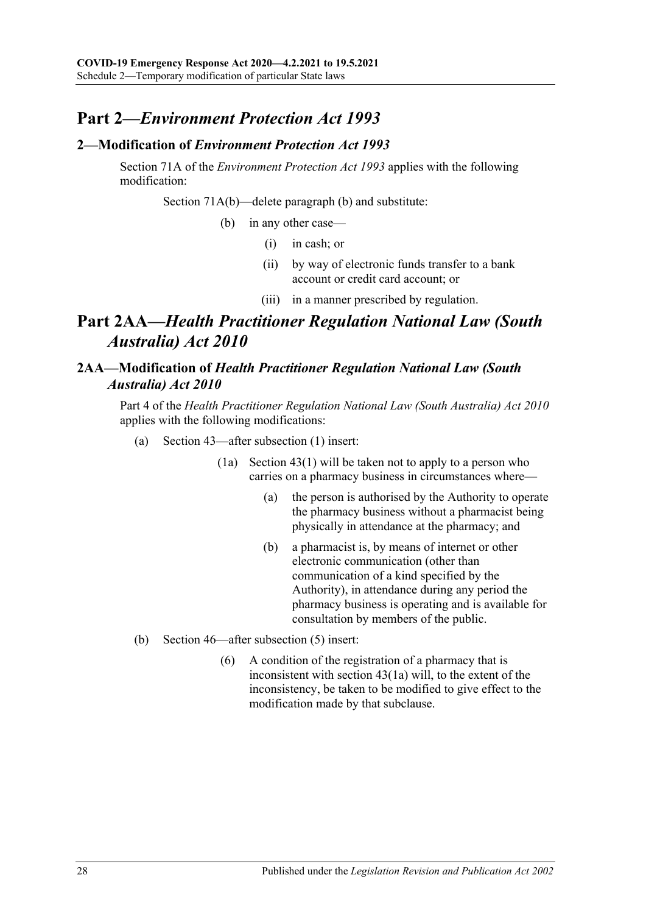## Part 2—*Environment Protection Act 1993*

### 2—Modification of *Environment Protection Act 1993*

Section 71A of the *Environment Protection Act 1993* applies with the following modification:

Section 71A(b)—delete paragraph (b) and substitute:

(b) in any other case—

(i) in cash; or

(ii) by way of electronic funds transfer to a bank account or credit card account; or

(iii) in a manner prescribed by regulation.

## Part 2AA—*Health Practitioner Regulation National Law (South Australia) Act 2010*

### 2AA—Modification of *Health Practitioner Regulation National Law (South Australia) Act 2010*

Part 4 of the *Health Practitioner Regulation National Law (South Australia) Act 2010* applies with the following modifications:

(a) Section 43—after subsection (1) insert:

(1a) Section 43(1) will be taken not to apply to a person who carries on a pharmacy business in circumstances where—

(a) the person is authorised by the Authority to operate the pharmacy business without a pharmacist being physically in attendance at the pharmacy; and

(b) a pharmacist is, by means of internet or other electronic communication (other than communication of a kind specified by the Authority), in attendance during any period the pharmacy business is operating and is available for consultation by members of the public.

(b) Section 46—after subsection (5) insert:

(6) A condition of the registration of a pharmacy that is inconsistent with section 43(1a) will, to the extent of the inconsistency, be taken to be modified to give effect to the modification made by that subclause.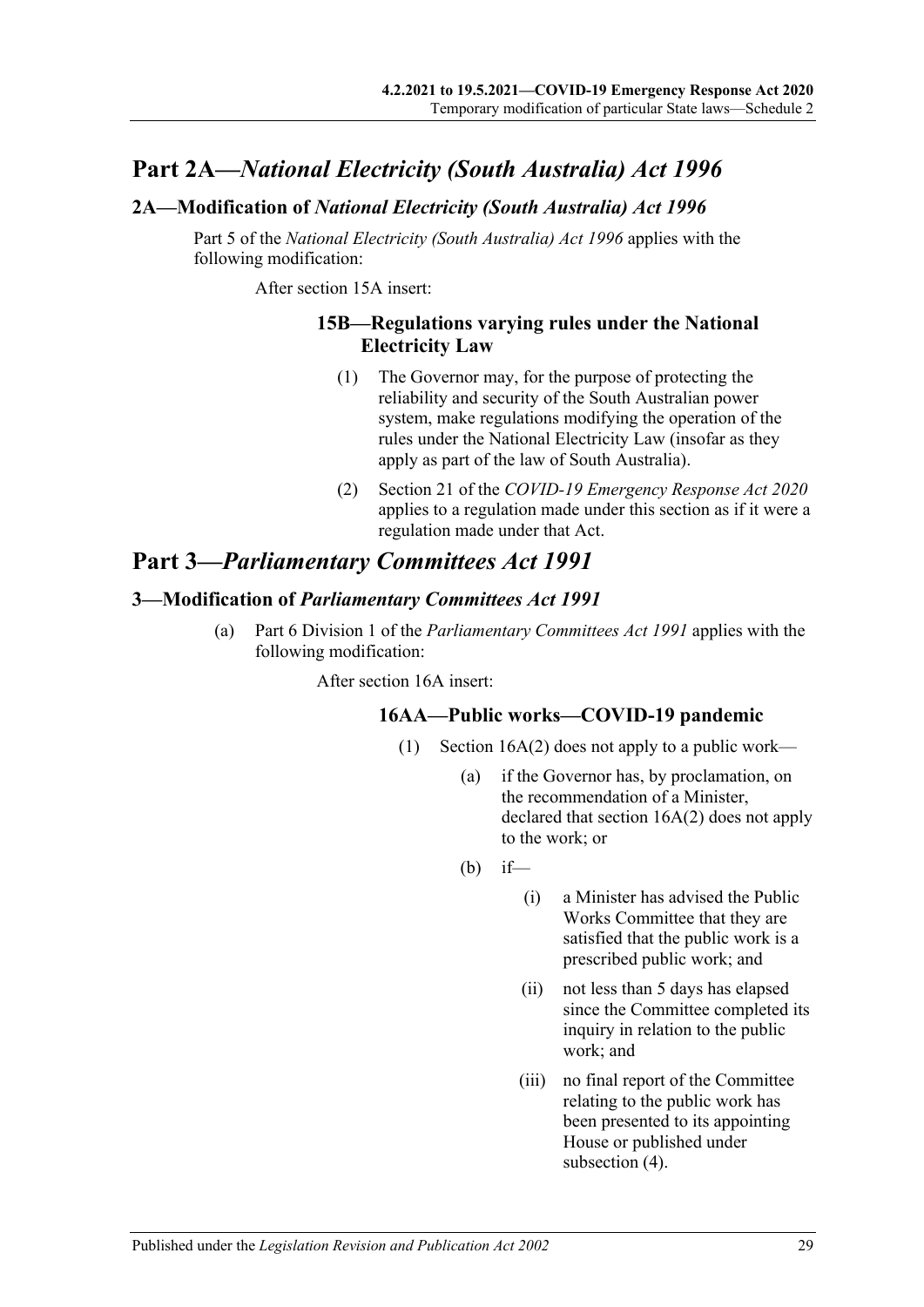# Part 2A—*National Electricity (South Australia) Act 1996*

## 2A—Modification of *National Electricity (South Australia) Act 1996*

Part 5 of the *National Electricity (South Australia) Act 1996* applies with the following modification:

After section 15A insert:

### 15B—Regulations varying rules under the National Electricity Law

(1) The Governor may, for the purpose of protecting the reliability and security of the South Australian power system, make regulations modifying the operation of the rules under the National Electricity Law (insofar as they apply as part of the law of South Australia).

(2) Section 21 of the *COVID-19 Emergency Response Act 2020* applies to a regulation made under this section as if it were a regulation made under that Act.

# Part 3—*Parliamentary Committees Act 1991*

## 3—Modification of *Parliamentary Committees Act 1991*

(a) Part 6 Division 1 of the *Parliamentary Committees Act 1991* applies with the following modification:

After section 16A insert:

### 16AA—Public works—COVID-19 pandemic

(1) Section 16A(2) does not apply to a public work—

(a) if the Governor has, by proclamation, on the recommendation of a Minister, declared that section 16A(2) does not apply to the work; or

(b) if—

(i) a Minister has advised the Public Works Committee that they are satisfied that the public work is a prescribed public work; and

(ii) not less than 5 days has elapsed since the Committee completed its inquiry in relation to the public work; and

(iii) no final report of the Committee relating to the public work has been presented to its appointing House or published under subsection (4).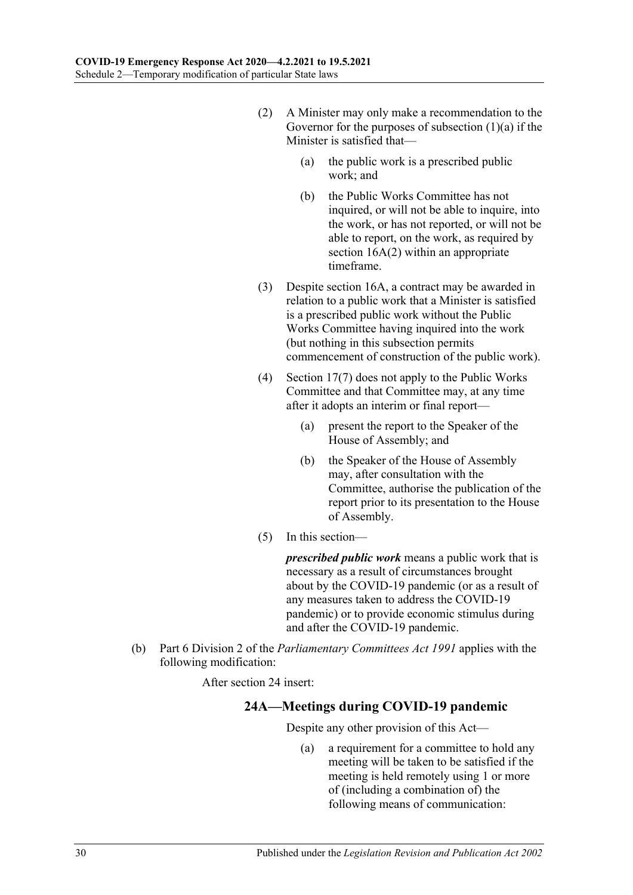(2) A Minister may only make a recommendation to the Governor for the purposes of subsection (1)(a) if the Minister is satisfied that—

(a) the public work is a prescribed public work; and

(b) the Public Works Committee has not inquired, or will not be able to inquire, into the work, or has not reported, or will not be able to report, on the work, as required by section 16A(2) within an appropriate timeframe.

(3) Despite section 16A, a contract may be awarded in relation to a public work that a Minister is satisfied is a prescribed public work without the Public Works Committee having inquired into the work (but nothing in this subsection permits commencement of construction of the public work).

(4) Section 17(7) does not apply to the Public Works Committee and that Committee may, at any time after it adopts an interim or final report—

(a) present the report to the Speaker of the House of Assembly; and

(b) the Speaker of the House of Assembly may, after consultation with the Committee, authorise the publication of the report prior to its presentation to the House of Assembly.

(5) In this section—

***prescribed public work*** means a public work that is necessary as a result of circumstances brought about by the COVID-19 pandemic (or as a result of any measures taken to address the COVID-19 pandemic) or to provide economic stimulus during and after the COVID-19 pandemic.

(b) Part 6 Division 2 of the *Parliamentary Committees Act 1991* applies with the following modification:

After section 24 insert:

### 24A—Meetings during COVID-19 pandemic

Despite any other provision of this Act—

(a) a requirement for a committee to hold any meeting will be taken to be satisfied if the meeting is held remotely using 1 or more of (including a combination of) the following means of communication: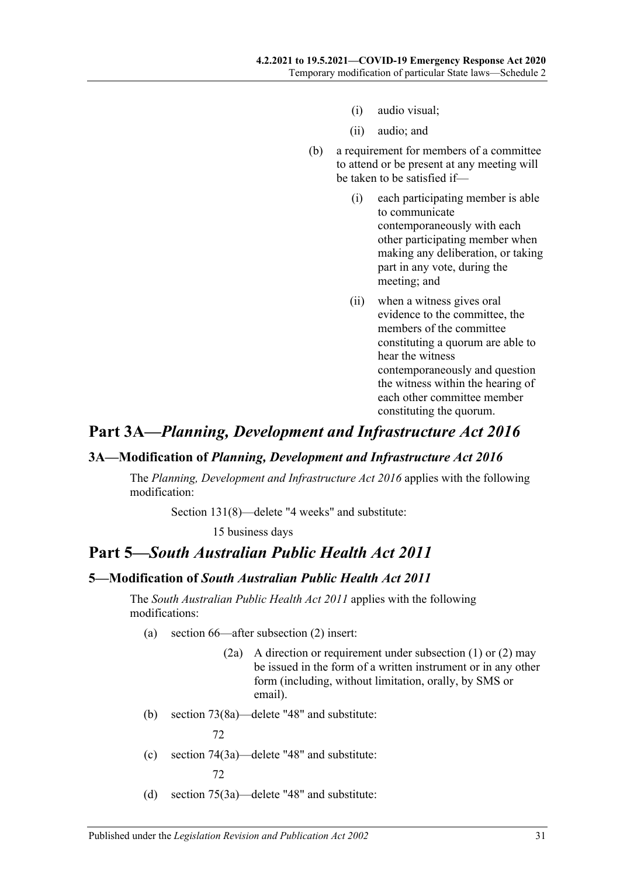(i) audio visual;

(ii) audio; and

(b) a requirement for members of a committee to attend or be present at any meeting will be taken to be satisfied if—

(i) each participating member is able to communicate contemporaneously with each other participating member when making any deliberation, or taking part in any vote, during the meeting; and

(ii) when a witness gives oral evidence to the committee, the members of the committee constituting a quorum are able to hear the witness contemporaneously and question the witness within the hearing of each other committee member constituting the quorum.

# Part 3A—*Planning, Development and Infrastructure Act 2016*

## 3A—Modification of *Planning, Development and Infrastructure Act 2016*

The *Planning, Development and Infrastructure Act 2016* applies with the following modification:

Section 131(8)—delete "4 weeks" and substitute:

15 business days

# Part 5—*South Australian Public Health Act 2011*

## 5—Modification of *South Australian Public Health Act 2011*

The *South Australian Public Health Act 2011* applies with the following modifications:

(a) section 66—after subsection (2) insert:

(2a) A direction or requirement under subsection (1) or (2) may be issued in the form of a written instrument or in any other form (including, without limitation, orally, by SMS or email).

(b) section 73(8a)—delete "48" and substitute:

72

(c) section 74(3a)—delete "48" and substitute:

72

(d) section 75(3a)—delete "48" and substitute: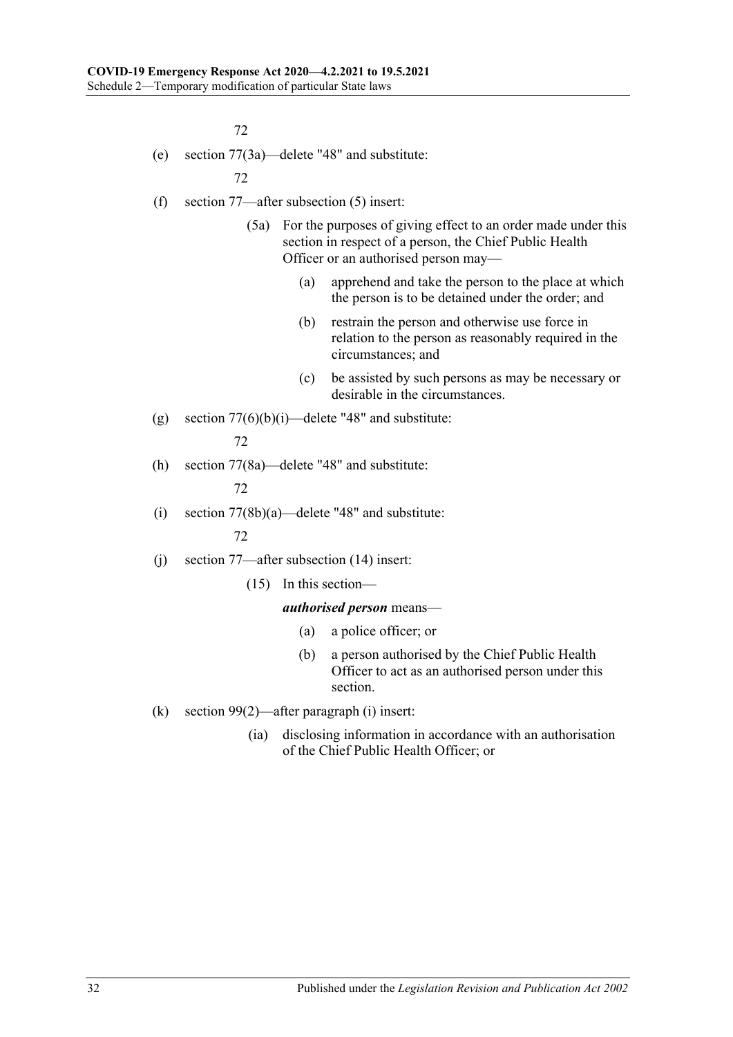72

(e) section 77(3a)—delete "48" and substitute:

72

(f) section 77—after subsection (5) insert:

(5a) For the purposes of giving effect to an order made under this section in respect of a person, the Chief Public Health Officer or an authorised person may—

(a) apprehend and take the person to the place at which the person is to be detained under the order; and

(b) restrain the person and otherwise use force in relation to the person as reasonably required in the circumstances; and

(c) be assisted by such persons as may be necessary or desirable in the circumstances.

(g) section 77(6)(b)(i)—delete "48" and substitute:

72

(h) section 77(8a)—delete "48" and substitute:

72

(i) section 77(8b)(a)—delete "48" and substitute:

72

(j) section 77—after subsection (14) insert:

(15) In this section—

***authorised person*** means—

(a) a police officer; or

(b) a person authorised by the Chief Public Health Officer to act as an authorised person under this section.

(k) section 99(2)—after paragraph (i) insert:

(ia) disclosing information in accordance with an authorisation of the Chief Public Health Officer; or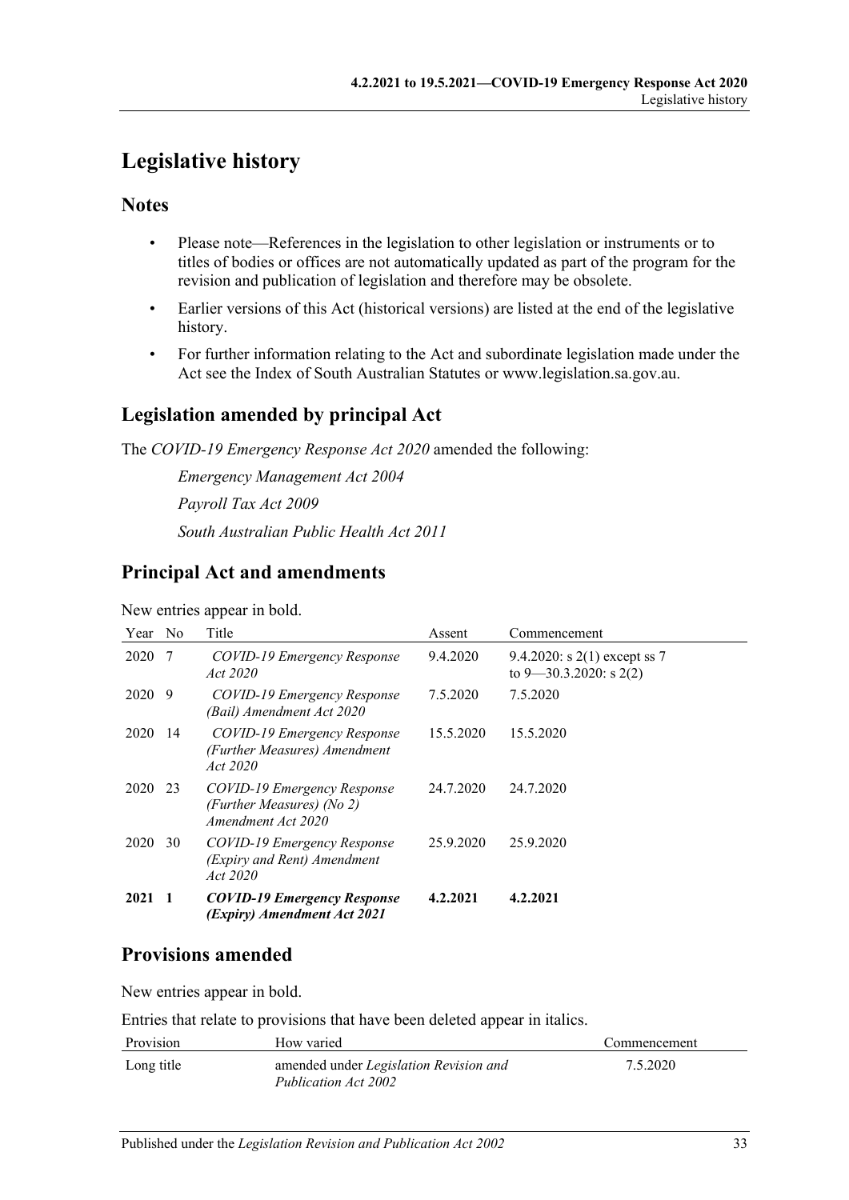# Legislative history

## Notes

- Please note—References in the legislation to other legislation or instruments or to titles of bodies or offices are not automatically updated as part of the program for the revision and publication of legislation and therefore may be obsolete.
- Earlier versions of this Act (historical versions) are listed at the end of the legislative history.
- For further information relating to the Act and subordinate legislation made under the Act see the Index of South Australian Statutes or www.legislation.sa.gov.au.

## Legislation amended by principal Act

The *COVID-19 Emergency Response Act 2020* amended the following:

*Emergency Management Act 2004*

*Payroll Tax Act 2009*

*South Australian Public Health Act 2011*

## Principal Act and amendments

New entries appear in bold.

| Year | No | Title | Assent | Commencement |
|---|---|---|---|---|
| 2020 | 7 | *COVID-19 Emergency Response Act 2020* | 9.4.2020 | 9.4.2020: s 2(1) except ss 7 to 9—30.3.2020: s 2(2) |
| 2020 | 9 | *COVID-19 Emergency Response (Bail) Amendment Act 2020* | 7.5.2020 | 7.5.2020 |
| 2020 | 14 | *COVID-19 Emergency Response (Further Measures) Amendment Act 2020* | 15.5.2020 | 15.5.2020 |
| 2020 | 23 | *COVID-19 Emergency Response (Further Measures) (No 2) Amendment Act 2020* | 24.7.2020 | 24.7.2020 |
| 2020 | 30 | *COVID-19 Emergency Response (Expiry and Rent) Amendment Act 2020* | 25.9.2020 | 25.9.2020 |
| **2021** | **1** | ***COVID-19 Emergency Response (Expiry) Amendment Act 2021*** | **4.2.2021** | **4.2.2021** |

## Provisions amended

New entries appear in bold.

Entries that relate to provisions that have been deleted appear in italics.

| Provision | How varied | Commencement |
|---|---|---|
| Long title | amended under *Legislation Revision and Publication Act 2002* | 7.5.2020 |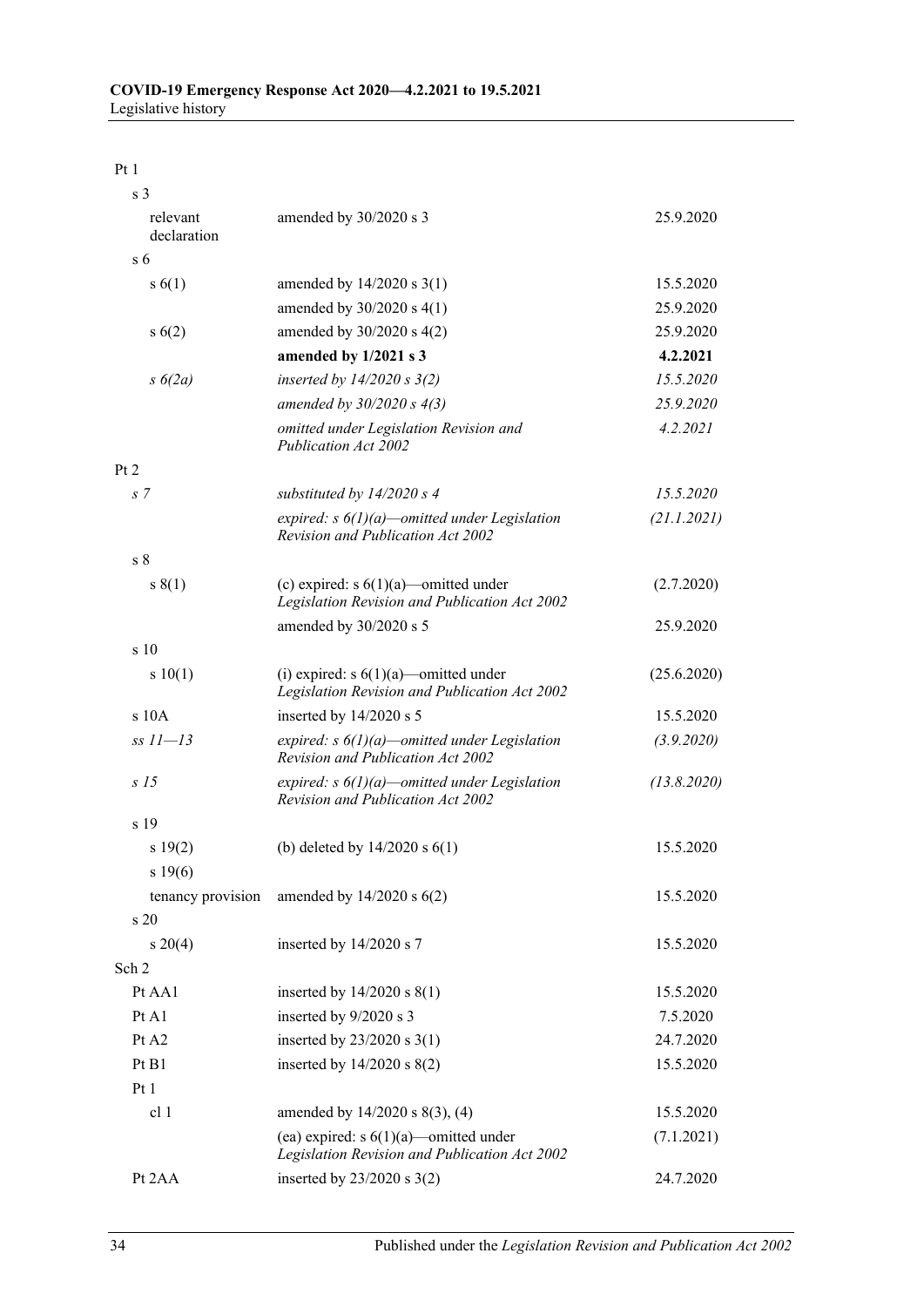| | | |
|---|---|---|
| Pt 1 | | |
| s 3 | | |
| relevant declaration | amended by 30/2020 s 3 | 25.9.2020 |
| s 6 | | |
| s 6(1) | amended by 14/2020 s 3(1) | 15.5.2020 |
| | amended by 30/2020 s 4(1) | 25.9.2020 |
| s 6(2) | amended by 30/2020 s 4(2) | 25.9.2020 |
| | **amended by 1/2021 s 3** | **4.2.2021** |
| *s 6(2a)* | *inserted by 14/2020 s 3(2)* | *15.5.2020* |
| | *amended by 30/2020 s 4(3)* | *25.9.2020* |
| | *omitted under Legislation Revision and Publication Act 2002* | *4.2.2021* |
| Pt 2 | | |
| *s 7* | *substituted by 14/2020 s 4* | *15.5.2020* |
| | *expired: s 6(1)(a)—omitted under Legislation Revision and Publication Act 2002* | *(21.1.2021)* |
| s 8 | | |
| s 8(1) | (c) expired: s 6(1)(a)—omitted under *Legislation Revision and Publication Act 2002* | (2.7.2020) |
| | amended by 30/2020 s 5 | 25.9.2020 |
| s 10 | | |
| s 10(1) | (i) expired: s 6(1)(a)—omitted under *Legislation Revision and Publication Act 2002* | (25.6.2020) |
| s 10A | inserted by 14/2020 s 5 | 15.5.2020 |
| *ss 11—13* | *expired: s 6(1)(a)—omitted under Legislation Revision and Publication Act 2002* | *(3.9.2020)* |
| *s 15* | *expired: s 6(1)(a)—omitted under Legislation Revision and Publication Act 2002* | *(13.8.2020)* |
| s 19 | | |
| s 19(2) | (b) deleted by 14/2020 s 6(1) | 15.5.2020 |
| s 19(6) | | |
| tenancy provision | amended by 14/2020 s 6(2) | 15.5.2020 |
| s 20 | | |
| s 20(4) | inserted by 14/2020 s 7 | 15.5.2020 |
| Sch 2 | | |
| Pt AA1 | inserted by 14/2020 s 8(1) | 15.5.2020 |
| Pt A1 | inserted by 9/2020 s 3 | 7.5.2020 |
| Pt A2 | inserted by 23/2020 s 3(1) | 24.7.2020 |
| Pt B1 | inserted by 14/2020 s 8(2) | 15.5.2020 |
| Pt 1 | | |
| cl 1 | amended by 14/2020 s 8(3), (4) | 15.5.2020 |
| | (ea) expired: s 6(1)(a)—omitted under *Legislation Revision and Publication Act 2002* | (7.1.2021) |
| Pt 2AA | inserted by 23/2020 s 3(2) | 24.7.2020 |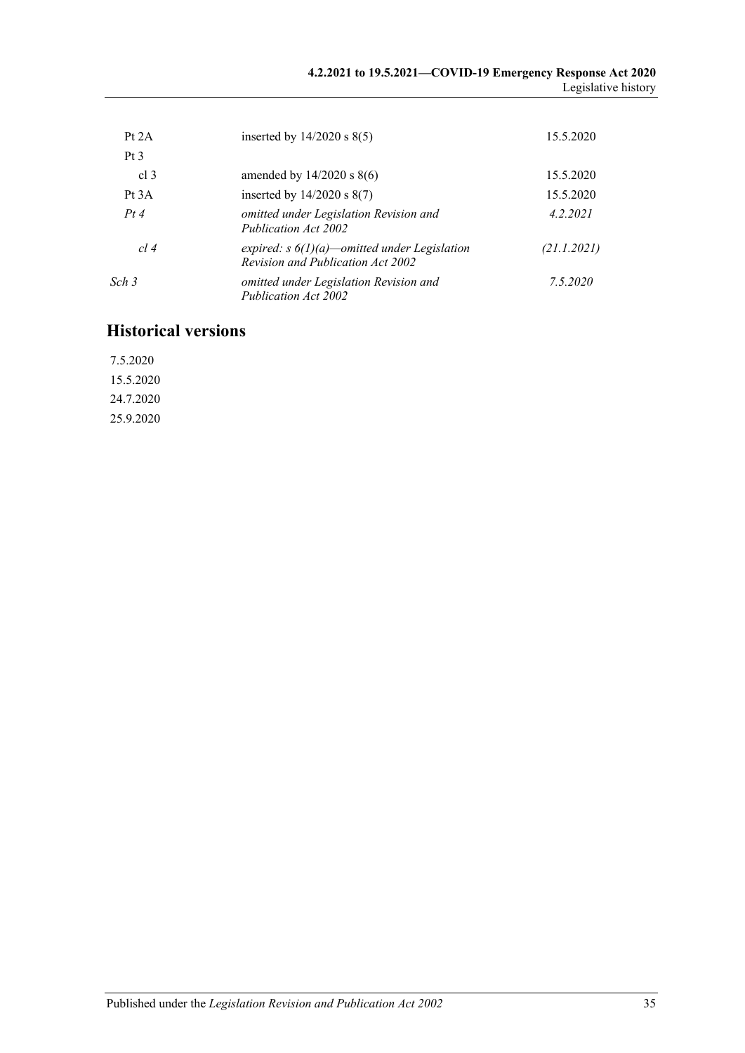| | | |
|---|---|---|
| Pt 2A | inserted by 14/2020 s 8(5) | 15.5.2020 |
| Pt 3 | | |
| cl 3 | amended by 14/2020 s 8(6) | 15.5.2020 |
| Pt 3A | inserted by 14/2020 s 8(7) | 15.5.2020 |
| *Pt 4* | *omitted under Legislation Revision and Publication Act 2002* | *4.2.2021* |
| *cl 4* | *expired: s 6(1)(a)—omitted under Legislation Revision and Publication Act 2002* | *(21.1.2021)* |
| *Sch 3* | *omitted under Legislation Revision and Publication Act 2002* | *7.5.2020* |

## Historical versions

7.5.2020

15.5.2020

24.7.2020

25.9.2020